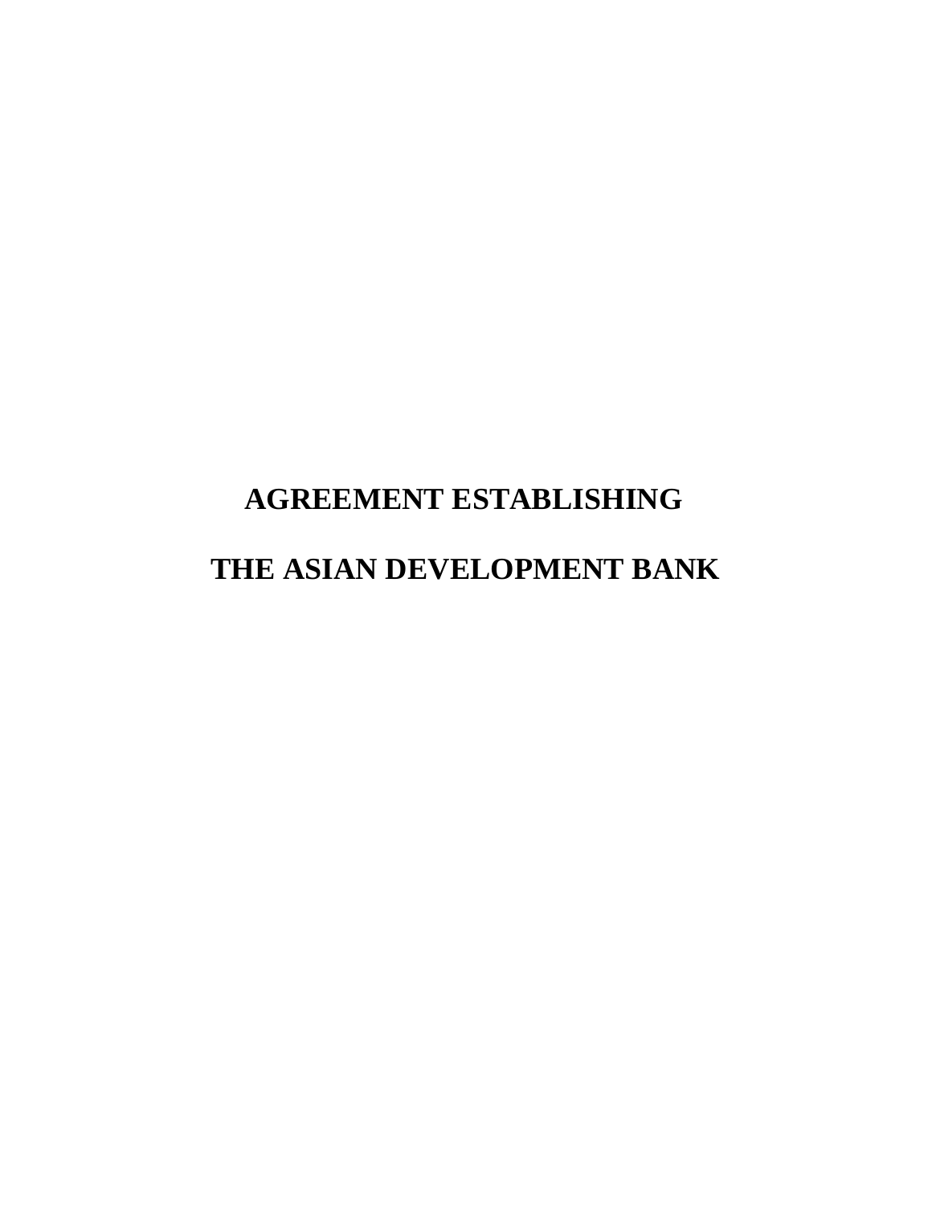# AGREEMENT ESTABLISHING

# THE ASIAN DEVELOPMENT BANK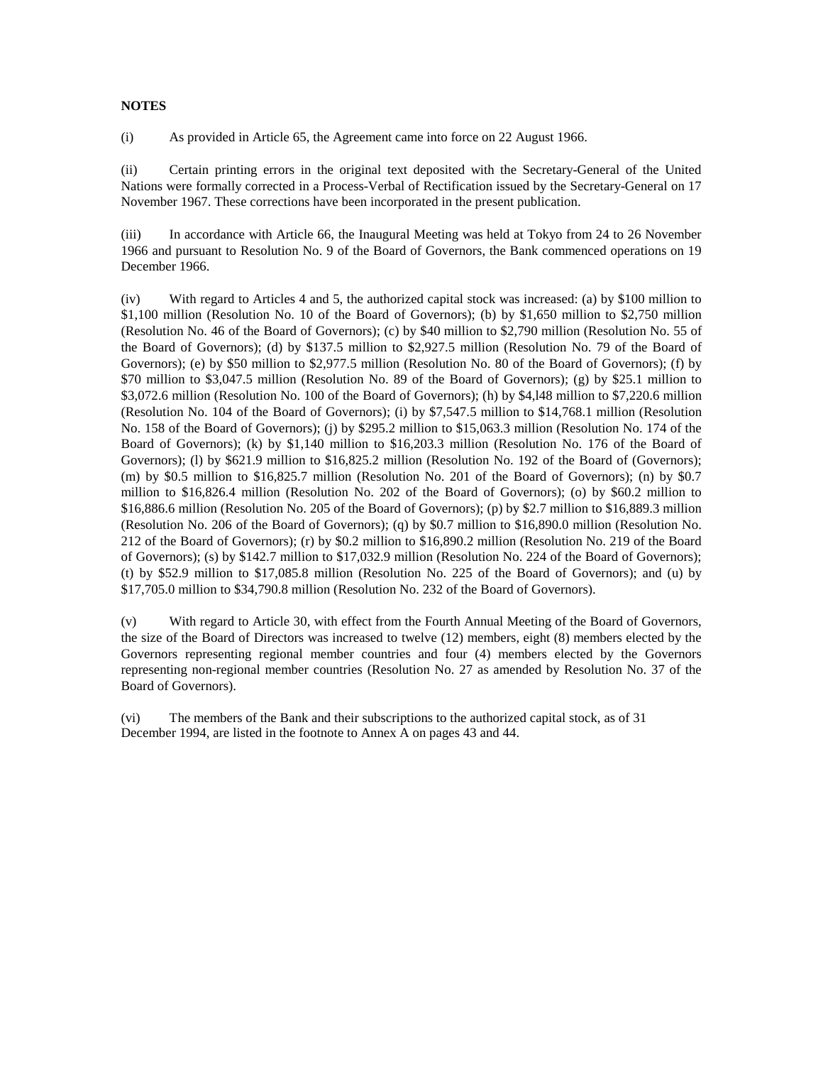**NOTES**

(i) As provided in Article 65, the Agreement came into force on 22 August 1966.

(ii) Certain printing errors in the original text deposited with the Secretary-General of the United Nations were formally corrected in a Process-Verbal of Rectification issued by the Secretary-General on 17 November 1967. These corrections have been incorporated in the present publication.

(iii) In accordance with Article 66, the Inaugural Meeting was held at Tokyo from 24 to 26 November 1966 and pursuant to Resolution No. 9 of the Board of Governors, the Bank commenced operations on 19 December 1966.

(iv) With regard to Articles 4 and 5, the authorized capital stock was increased: (a) by $100 million to $1,100 million (Resolution No. 10 of the Board of Governors); (b) by $1,650 million to $2,750 million (Resolution No. 46 of the Board of Governors); (c) by $40 million to $2,790 million (Resolution No. 55 of the Board of Governors); (d) by $137.5 million to $2,927.5 million (Resolution No. 79 of the Board of Governors); (e) by $50 million to $2,977.5 million (Resolution No. 80 of the Board of Governors); (f) by $70 million to $3,047.5 million (Resolution No. 89 of the Board of Governors); (g) by $25.1 million to $3,072.6 million (Resolution No. 100 of the Board of Governors); (h) by $4,l48 million to $7,220.6 million (Resolution No. 104 of the Board of Governors); (i) by $7,547.5 million to $14,768.1 million (Resolution No. 158 of the Board of Governors); (j) by $295.2 million to $15,063.3 million (Resolution No. 174 of the Board of Governors); (k) by $1,140 million to $16,203.3 million (Resolution No. 176 of the Board of Governors); (l) by $621.9 million to $16,825.2 million (Resolution No. 192 of the Board of (Governors); (m) by $0.5 million to $16,825.7 million (Resolution No. 201 of the Board of Governors); (n) by $0.7 million to $16,826.4 million (Resolution No. 202 of the Board of Governors); (o) by $60.2 million to $16,886.6 million (Resolution No. 205 of the Board of Governors); (p) by $2.7 million to $16,889.3 million (Resolution No. 206 of the Board of Governors); (q) by $0.7 million to $16,890.0 million (Resolution No. 212 of the Board of Governors); (r) by $0.2 million to $16,890.2 million (Resolution No. 219 of the Board of Governors); (s) by $142.7 million to $17,032.9 million (Resolution No. 224 of the Board of Governors); (t) by $52.9 million to $17,085.8 million (Resolution No. 225 of the Board of Governors); and (u) by $17,705.0 million to $34,790.8 million (Resolution No. 232 of the Board of Governors).

(v) With regard to Article 30, with effect from the Fourth Annual Meeting of the Board of Governors, the size of the Board of Directors was increased to twelve (12) members, eight (8) members elected by the Governors representing regional member countries and four (4) members elected by the Governors representing non-regional member countries (Resolution No. 27 as amended by Resolution No. 37 of the Board of Governors).

(vi) The members of the Bank and their subscriptions to the authorized capital stock, as of 31 December 1994, are listed in the footnote to Annex A on pages 43 and 44.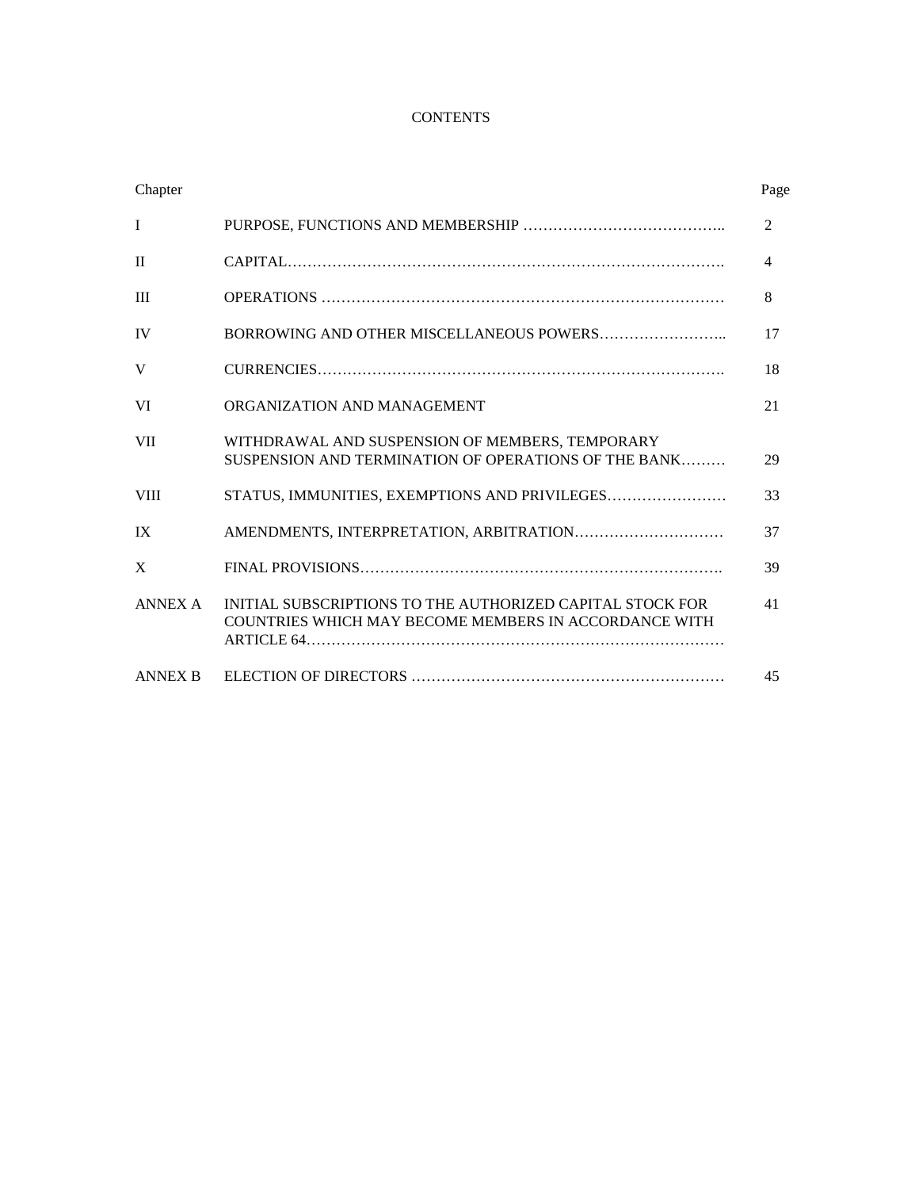# CONTENTS

| Chapter | | Page |
|---|---|---|
| I | PURPOSE, FUNCTIONS AND MEMBERSHIP ………………………………….. | 2 |
| II | CAPITAL……………………………………………………………………………. | 4 |
| III | OPERATIONS ……………………………………………………………………… | 8 |
| IV | BORROWING AND OTHER MISCELLANEOUS POWERS…………………….. | 17 |
| V | CURRENCIES………………………………………………………………………. | 18 |
| VI | ORGANIZATION AND MANAGEMENT | 21 |
| VII | WITHDRAWAL AND SUSPENSION OF MEMBERS, TEMPORARY SUSPENSION AND TERMINATION OF OPERATIONS OF THE BANK……… | 29 |
| VIII | STATUS, IMMUNITIES, EXEMPTIONS AND PRIVILEGES…………………… | 33 |
| IX | AMENDMENTS, INTERPRETATION, ARBITRATION………………………… | 37 |
| X | FINAL PROVISIONS………………………………………………………………. | 39 |
| ANNEX A | INITIAL SUBSCRIPTIONS TO THE AUTHORIZED CAPITAL STOCK FOR COUNTRIES WHICH MAY BECOME MEMBERS IN ACCORDANCE WITH ARTICLE 64………………………………………………………………………… | 41 |
| ANNEX B | ELECTION OF DIRECTORS ……………………………………………………… | 45 |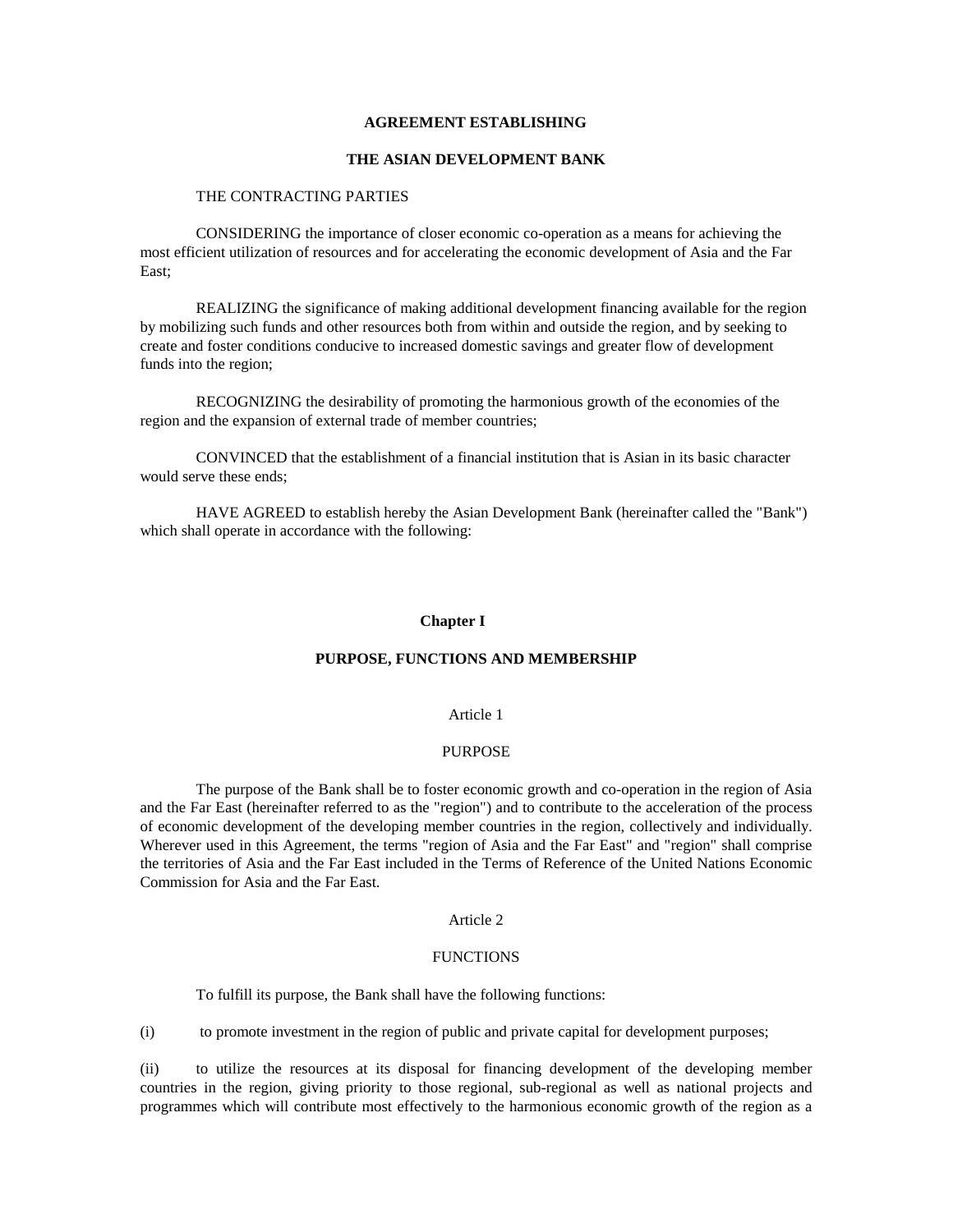# AGREEMENT ESTABLISHING

# THE ASIAN DEVELOPMENT BANK

THE CONTRACTING PARTIES

CONSIDERING the importance of closer economic co-operation as a means for achieving the most efficient utilization of resources and for accelerating the economic development of Asia and the Far East;

REALIZING the significance of making additional development financing available for the region by mobilizing such funds and other resources both from within and outside the region, and by seeking to create and foster conditions conducive to increased domestic savings and greater flow of development funds into the region;

RECOGNIZING the desirability of promoting the harmonious growth of the economies of the region and the expansion of external trade of member countries;

CONVINCED that the establishment of a financial institution that is Asian in its basic character would serve these ends;

HAVE AGREED to establish hereby the Asian Development Bank (hereinafter called the "Bank") which shall operate in accordance with the following:

## Chapter I

## PURPOSE, FUNCTIONS AND MEMBERSHIP

### Article 1

### PURPOSE

The purpose of the Bank shall be to foster economic growth and co-operation in the region of Asia and the Far East (hereinafter referred to as the "region") and to contribute to the acceleration of the process of economic development of the developing member countries in the region, collectively and individually. Wherever used in this Agreement, the terms "region of Asia and the Far East" and "region" shall comprise the territories of Asia and the Far East included in the Terms of Reference of the United Nations Economic Commission for Asia and the Far East.

### Article 2

### FUNCTIONS

To fulfill its purpose, the Bank shall have the following functions:

(i) to promote investment in the region of public and private capital for development purposes;

(ii) to utilize the resources at its disposal for financing development of the developing member countries in the region, giving priority to those regional, sub-regional as well as national projects and programmes which will contribute most effectively to the harmonious economic growth of the region as a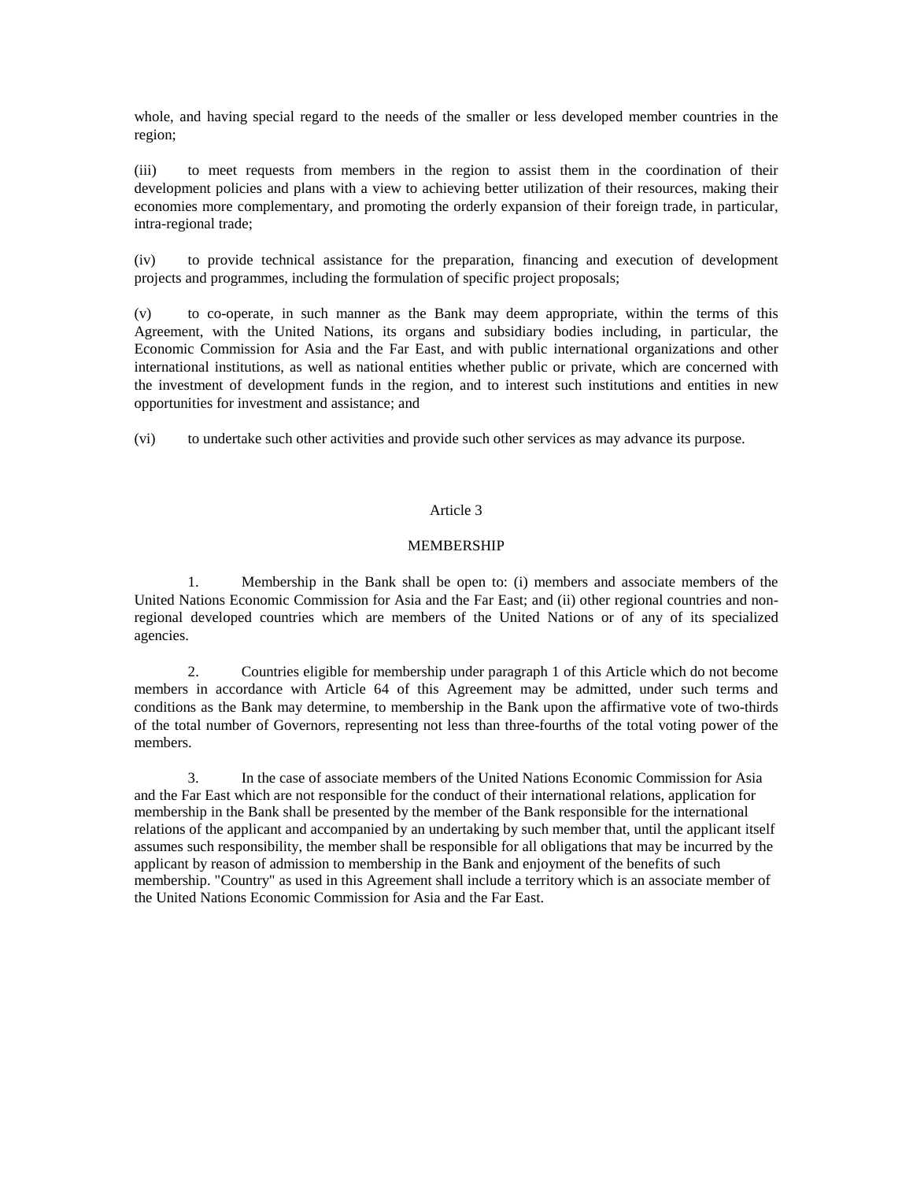whole, and having special regard to the needs of the smaller or less developed member countries in the region;

(iii) to meet requests from members in the region to assist them in the coordination of their development policies and plans with a view to achieving better utilization of their resources, making their economies more complementary, and promoting the orderly expansion of their foreign trade, in particular, intra-regional trade;

(iv) to provide technical assistance for the preparation, financing and execution of development projects and programmes, including the formulation of specific project proposals;

(v) to co-operate, in such manner as the Bank may deem appropriate, within the terms of this Agreement, with the United Nations, its organs and subsidiary bodies including, in particular, the Economic Commission for Asia and the Far East, and with public international organizations and other international institutions, as well as national entities whether public or private, which are concerned with the investment of development funds in the region, and to interest such institutions and entities in new opportunities for investment and assistance; and

(vi) to undertake such other activities and provide such other services as may advance its purpose.

## Article 3

## MEMBERSHIP

1. Membership in the Bank shall be open to: (i) members and associate members of the United Nations Economic Commission for Asia and the Far East; and (ii) other regional countries and non-regional developed countries which are members of the United Nations or of any of its specialized agencies.

2. Countries eligible for membership under paragraph 1 of this Article which do not become members in accordance with Article 64 of this Agreement may be admitted, under such terms and conditions as the Bank may determine, to membership in the Bank upon the affirmative vote of two-thirds of the total number of Governors, representing not less than three-fourths of the total voting power of the members.

3. In the case of associate members of the United Nations Economic Commission for Asia and the Far East which are not responsible for the conduct of their international relations, application for membership in the Bank shall be presented by the member of the Bank responsible for the international relations of the applicant and accompanied by an undertaking by such member that, until the applicant itself assumes such responsibility, the member shall be responsible for all obligations that may be incurred by the applicant by reason of admission to membership in the Bank and enjoyment of the benefits of such membership. "Country" as used in this Agreement shall include a territory which is an associate member of the United Nations Economic Commission for Asia and the Far East.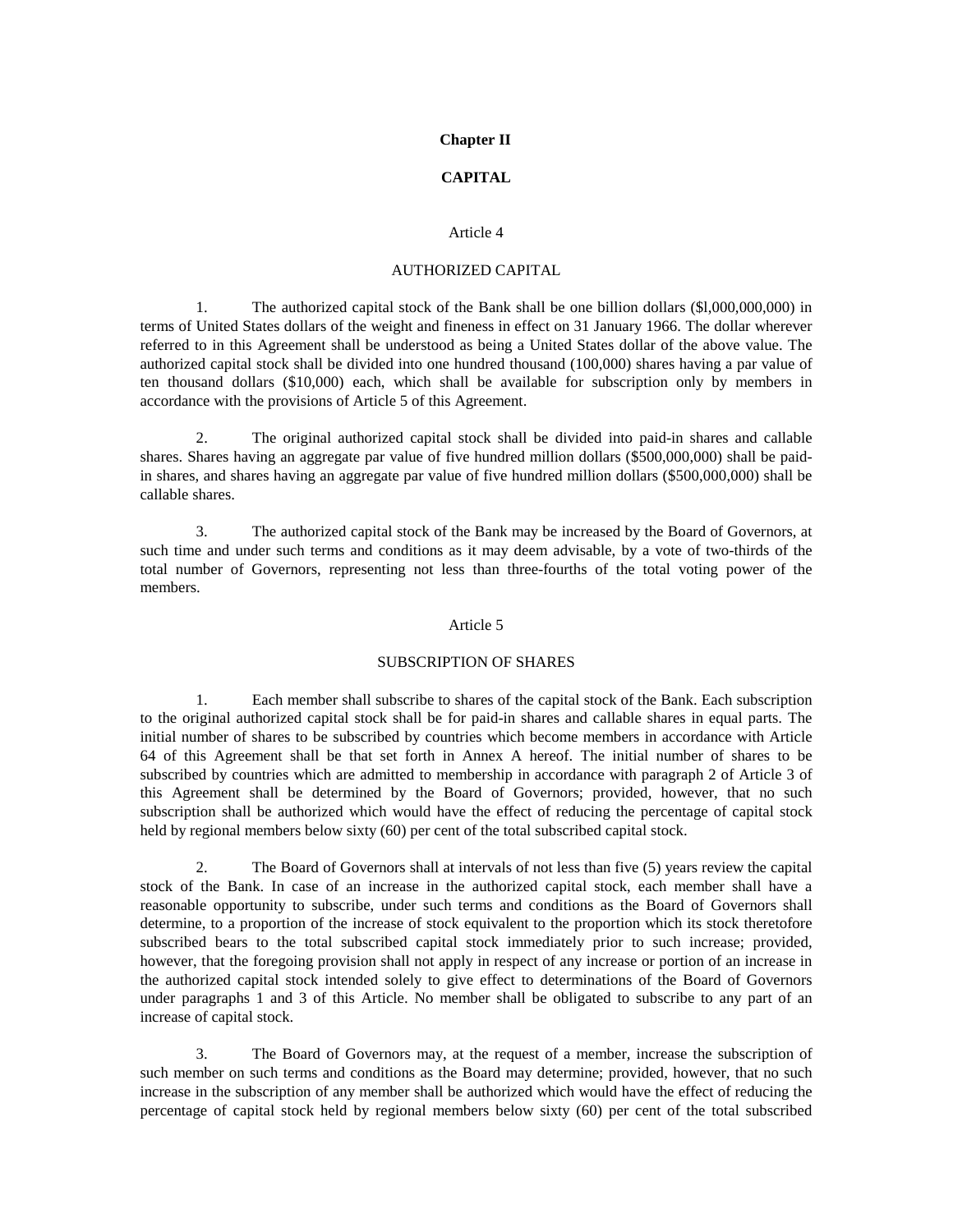## Chapter II

## CAPITAL

### Article 4

### AUTHORIZED CAPITAL

1. The authorized capital stock of the Bank shall be one billion dollars ($l,000,000,000) in terms of United States dollars of the weight and fineness in effect on 31 January 1966. The dollar wherever referred to in this Agreement shall be understood as being a United States dollar of the above value. The authorized capital stock shall be divided into one hundred thousand (100,000) shares having a par value of ten thousand dollars ($10,000) each, which shall be available for subscription only by members in accordance with the provisions of Article 5 of this Agreement.

2. The original authorized capital stock shall be divided into paid-in shares and callable shares. Shares having an aggregate par value of five hundred million dollars ($500,000,000) shall be paid-in shares, and shares having an aggregate par value of five hundred million dollars ($500,000,000) shall be callable shares.

3. The authorized capital stock of the Bank may be increased by the Board of Governors, at such time and under such terms and conditions as it may deem advisable, by a vote of two-thirds of the total number of Governors, representing not less than three-fourths of the total voting power of the members.

### Article 5

### SUBSCRIPTION OF SHARES

1. Each member shall subscribe to shares of the capital stock of the Bank. Each subscription to the original authorized capital stock shall be for paid-in shares and callable shares in equal parts. The initial number of shares to be subscribed by countries which become members in accordance with Article 64 of this Agreement shall be that set forth in Annex A hereof. The initial number of shares to be subscribed by countries which are admitted to membership in accordance with paragraph 2 of Article 3 of this Agreement shall be determined by the Board of Governors; provided, however, that no such subscription shall be authorized which would have the effect of reducing the percentage of capital stock held by regional members below sixty (60) per cent of the total subscribed capital stock.

2. The Board of Governors shall at intervals of not less than five (5) years review the capital stock of the Bank. In case of an increase in the authorized capital stock, each member shall have a reasonable opportunity to subscribe, under such terms and conditions as the Board of Governors shall determine, to a proportion of the increase of stock equivalent to the proportion which its stock theretofore subscribed bears to the total subscribed capital stock immediately prior to such increase; provided, however, that the foregoing provision shall not apply in respect of any increase or portion of an increase in the authorized capital stock intended solely to give effect to determinations of the Board of Governors under paragraphs 1 and 3 of this Article. No member shall be obligated to subscribe to any part of an increase of capital stock.

3. The Board of Governors may, at the request of a member, increase the subscription of such member on such terms and conditions as the Board may determine; provided, however, that no such increase in the subscription of any member shall be authorized which would have the effect of reducing the percentage of capital stock held by regional members below sixty (60) per cent of the total subscribed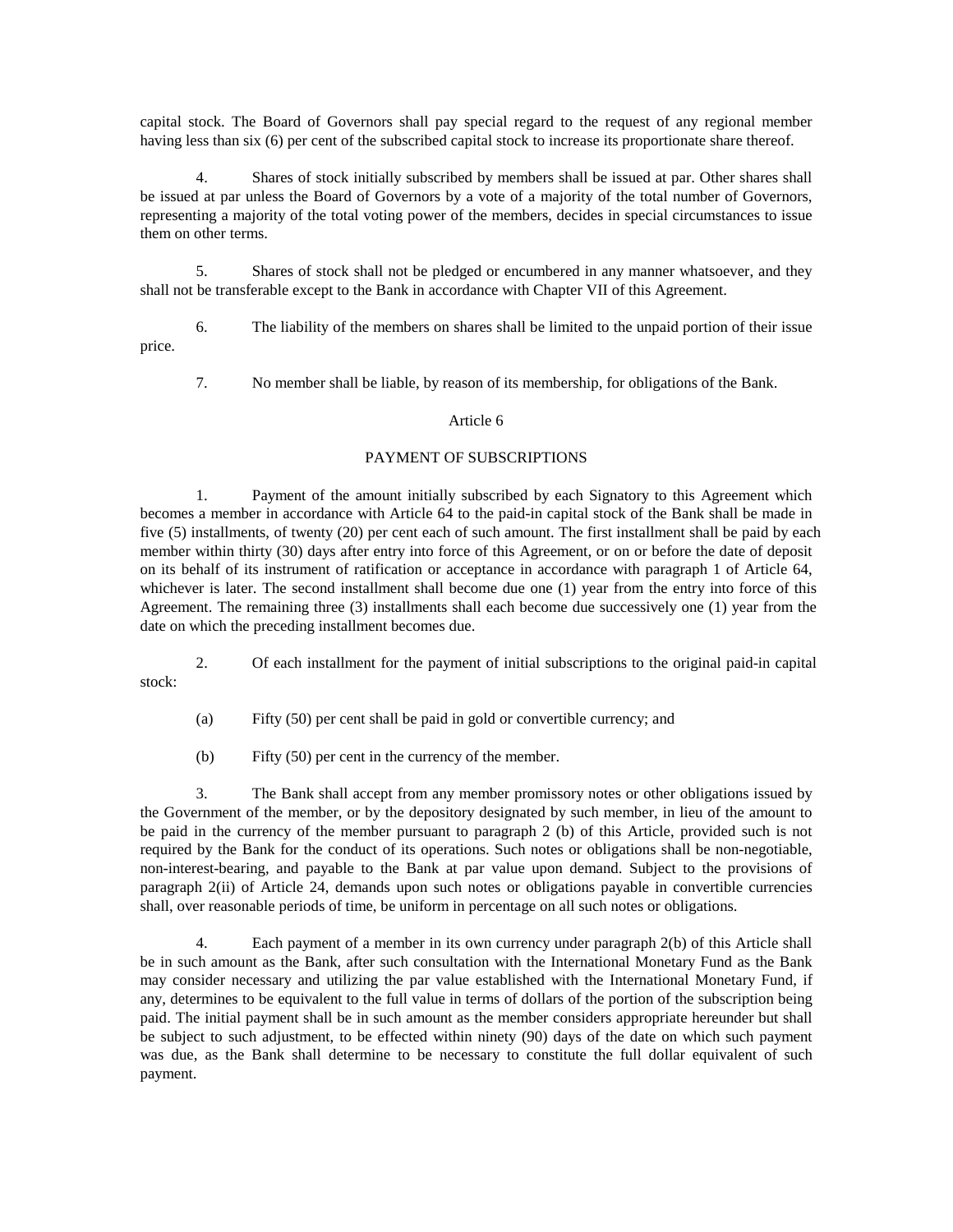capital stock. The Board of Governors shall pay special regard to the request of any regional member having less than six (6) per cent of the subscribed capital stock to increase its proportionate share thereof.

4. Shares of stock initially subscribed by members shall be issued at par. Other shares shall be issued at par unless the Board of Governors by a vote of a majority of the total number of Governors, representing a majority of the total voting power of the members, decides in special circumstances to issue them on other terms.

5. Shares of stock shall not be pledged or encumbered in any manner whatsoever, and they shall not be transferable except to the Bank in accordance with Chapter VII of this Agreement.

6. The liability of the members on shares shall be limited to the unpaid portion of their issue price.

7. No member shall be liable, by reason of its membership, for obligations of the Bank.

Article 6

PAYMENT OF SUBSCRIPTIONS

1. Payment of the amount initially subscribed by each Signatory to this Agreement which becomes a member in accordance with Article 64 to the paid-in capital stock of the Bank shall be made in five (5) installments, of twenty (20) per cent each of such amount. The first installment shall be paid by each member within thirty (30) days after entry into force of this Agreement, or on or before the date of deposit on its behalf of its instrument of ratification or acceptance in accordance with paragraph 1 of Article 64, whichever is later. The second installment shall become due one (1) year from the entry into force of this Agreement. The remaining three (3) installments shall each become due successively one (1) year from the date on which the preceding installment becomes due.

2. Of each installment for the payment of initial subscriptions to the original paid-in capital stock:

(a) Fifty (50) per cent shall be paid in gold or convertible currency; and

(b) Fifty (50) per cent in the currency of the member.

3. The Bank shall accept from any member promissory notes or other obligations issued by the Government of the member, or by the depository designated by such member, in lieu of the amount to be paid in the currency of the member pursuant to paragraph 2 (b) of this Article, provided such is not required by the Bank for the conduct of its operations. Such notes or obligations shall be non-negotiable, non-interest-bearing, and payable to the Bank at par value upon demand. Subject to the provisions of paragraph 2(ii) of Article 24, demands upon such notes or obligations payable in convertible currencies shall, over reasonable periods of time, be uniform in percentage on all such notes or obligations.

4. Each payment of a member in its own currency under paragraph 2(b) of this Article shall be in such amount as the Bank, after such consultation with the International Monetary Fund as the Bank may consider necessary and utilizing the par value established with the International Monetary Fund, if any, determines to be equivalent to the full value in terms of dollars of the portion of the subscription being paid. The initial payment shall be in such amount as the member considers appropriate hereunder but shall be subject to such adjustment, to be effected within ninety (90) days of the date on which such payment was due, as the Bank shall determine to be necessary to constitute the full dollar equivalent of such payment.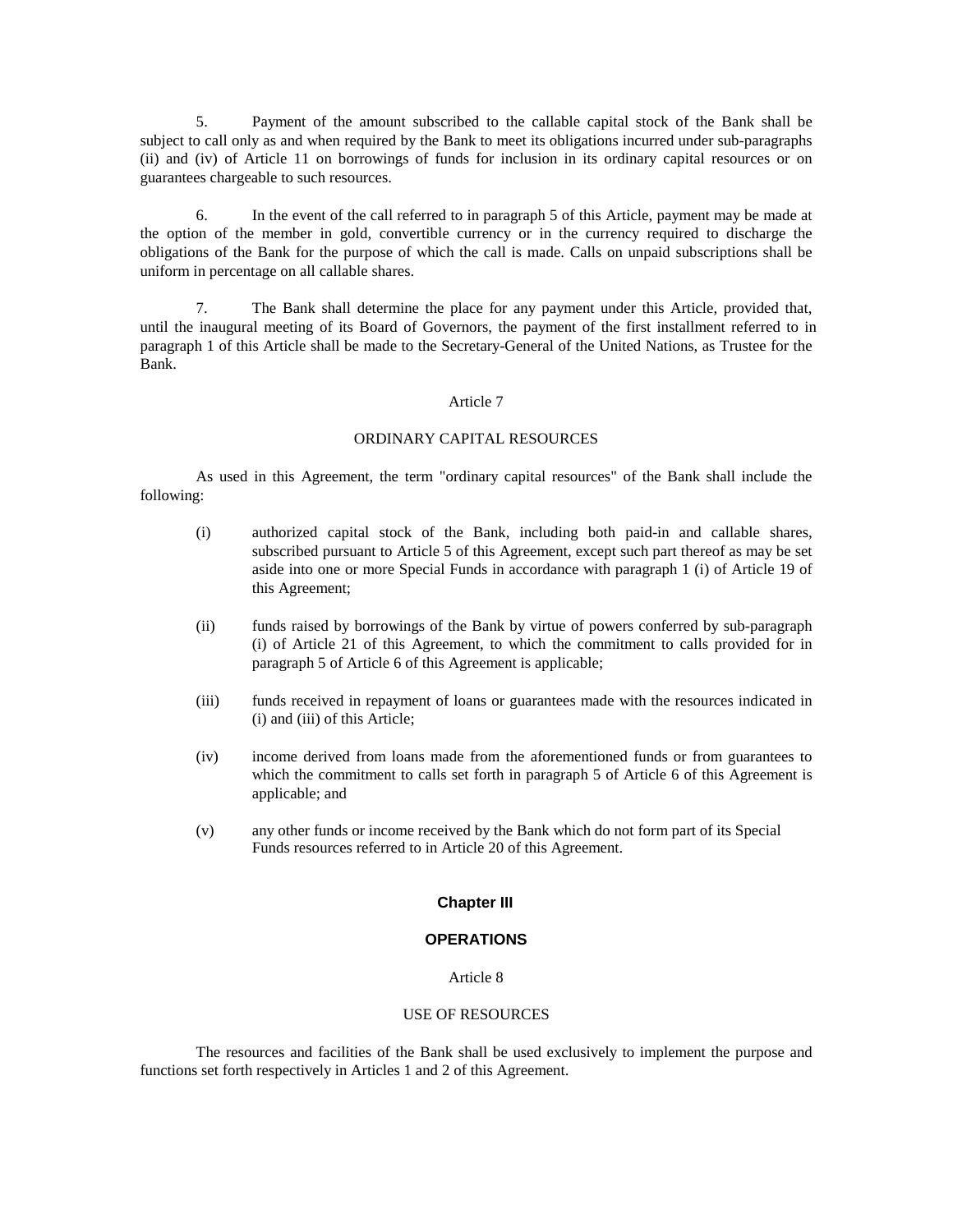5. Payment of the amount subscribed to the callable capital stock of the Bank shall be subject to call only as and when required by the Bank to meet its obligations incurred under sub-paragraphs (ii) and (iv) of Article 11 on borrowings of funds for inclusion in its ordinary capital resources or on guarantees chargeable to such resources.

6. In the event of the call referred to in paragraph 5 of this Article, payment may be made at the option of the member in gold, convertible currency or in the currency required to discharge the obligations of the Bank for the purpose of which the call is made. Calls on unpaid subscriptions shall be uniform in percentage on all callable shares.

7. The Bank shall determine the place for any payment under this Article, provided that, until the inaugural meeting of its Board of Governors, the payment of the first installment referred to in paragraph 1 of this Article shall be made to the Secretary-General of the United Nations, as Trustee for the Bank.

Article 7

ORDINARY CAPITAL RESOURCES

As used in this Agreement, the term "ordinary capital resources" of the Bank shall include the following:

(i) authorized capital stock of the Bank, including both paid-in and callable shares, subscribed pursuant to Article 5 of this Agreement, except such part thereof as may be set aside into one or more Special Funds in accordance with paragraph 1 (i) of Article 19 of this Agreement;

(ii) funds raised by borrowings of the Bank by virtue of powers conferred by sub-paragraph (i) of Article 21 of this Agreement, to which the commitment to calls provided for in paragraph 5 of Article 6 of this Agreement is applicable;

(iii) funds received in repayment of loans or guarantees made with the resources indicated in (i) and (iii) of this Article;

(iv) income derived from loans made from the aforementioned funds or from guarantees to which the commitment to calls set forth in paragraph 5 of Article 6 of this Agreement is applicable; and

(v) any other funds or income received by the Bank which do not form part of its Special Funds resources referred to in Article 20 of this Agreement.

## Chapter III

## OPERATIONS

Article 8

USE OF RESOURCES

The resources and facilities of the Bank shall be used exclusively to implement the purpose and functions set forth respectively in Articles 1 and 2 of this Agreement.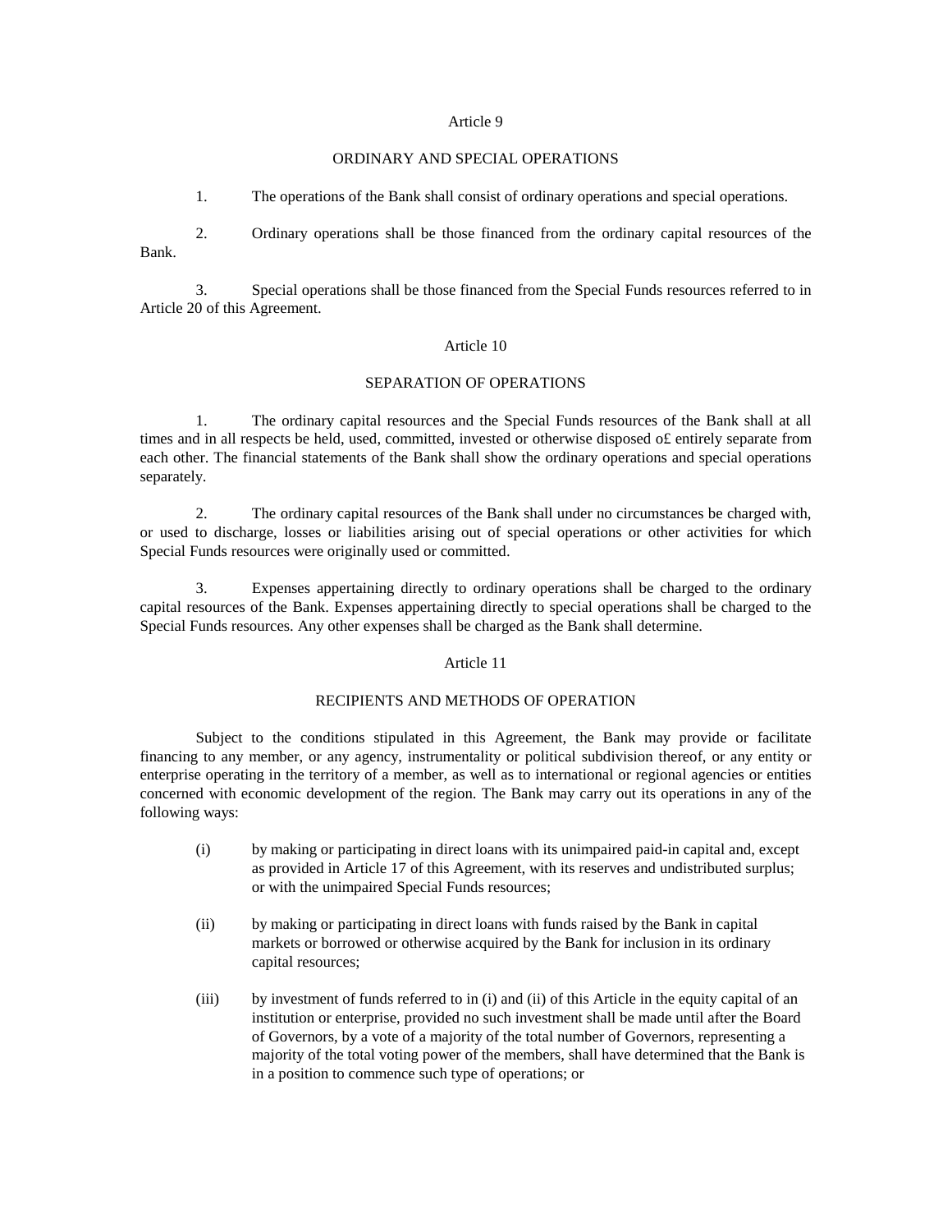## Article 9

### ORDINARY AND SPECIAL OPERATIONS

1. The operations of the Bank shall consist of ordinary operations and special operations.

2. Ordinary operations shall be those financed from the ordinary capital resources of the Bank.

3. Special operations shall be those financed from the Special Funds resources referred to in Article 20 of this Agreement.

## Article 10

### SEPARATION OF OPERATIONS

1. The ordinary capital resources and the Special Funds resources of the Bank shall at all times and in all respects be held, used, committed, invested or otherwise disposed o£ entirely separate from each other. The financial statements of the Bank shall show the ordinary operations and special operations separately.

2. The ordinary capital resources of the Bank shall under no circumstances be charged with, or used to discharge, losses or liabilities arising out of special operations or other activities for which Special Funds resources were originally used or committed.

3. Expenses appertaining directly to ordinary operations shall be charged to the ordinary capital resources of the Bank. Expenses appertaining directly to special operations shall be charged to the Special Funds resources. Any other expenses shall be charged as the Bank shall determine.

## Article 11

### RECIPIENTS AND METHODS OF OPERATION

Subject to the conditions stipulated in this Agreement, the Bank may provide or facilitate financing to any member, or any agency, instrumentality or political subdivision thereof, or any entity or enterprise operating in the territory of a member, as well as to international or regional agencies or entities concerned with economic development of the region. The Bank may carry out its operations in any of the following ways:

(i) by making or participating in direct loans with its unimpaired paid-in capital and, except as provided in Article 17 of this Agreement, with its reserves and undistributed surplus; or with the unimpaired Special Funds resources;

(ii) by making or participating in direct loans with funds raised by the Bank in capital markets or borrowed or otherwise acquired by the Bank for inclusion in its ordinary capital resources;

(iii) by investment of funds referred to in (i) and (ii) of this Article in the equity capital of an institution or enterprise, provided no such investment shall be made until after the Board of Governors, by a vote of a majority of the total number of Governors, representing a majority of the total voting power of the members, shall have determined that the Bank is in a position to commence such type of operations; or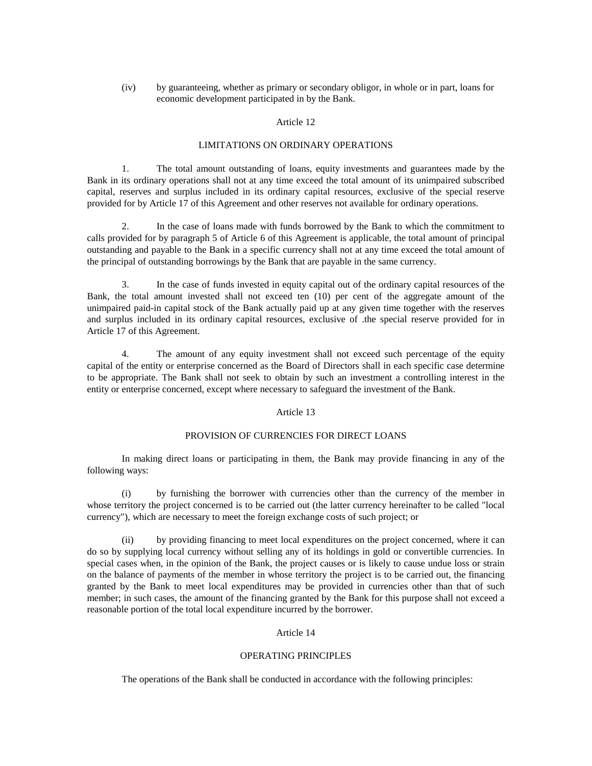(iv) by guaranteeing, whether as primary or secondary obligor, in whole or in part, loans for economic development participated in by the Bank.

Article 12

LIMITATIONS ON ORDINARY OPERATIONS

1. The total amount outstanding of loans, equity investments and guarantees made by the Bank in its ordinary operations shall not at any time exceed the total amount of its unimpaired subscribed capital, reserves and surplus included in its ordinary capital resources, exclusive of the special reserve provided for by Article 17 of this Agreement and other reserves not available for ordinary operations.

2. In the case of loans made with funds borrowed by the Bank to which the commitment to calls provided for by paragraph 5 of Article 6 of this Agreement is applicable, the total amount of principal outstanding and payable to the Bank in a specific currency shall not at any time exceed the total amount of the principal of outstanding borrowings by the Bank that are payable in the same currency.

3. In the case of funds invested in equity capital out of the ordinary capital resources of the Bank, the total amount invested shall not exceed ten (10) per cent of the aggregate amount of the unimpaired paid-in capital stock of the Bank actually paid up at any given time together with the reserves and surplus included in its ordinary capital resources, exclusive of .the special reserve provided for in Article 17 of this Agreement.

4. The amount of any equity investment shall not exceed such percentage of the equity capital of the entity or enterprise concerned as the Board of Directors shall in each specific case determine to be appropriate. The Bank shall not seek to obtain by such an investment a controlling interest in the entity or enterprise concerned, except where necessary to safeguard the investment of the Bank.

Article 13

PROVISION OF CURRENCIES FOR DIRECT LOANS

In making direct loans or participating in them, the Bank may provide financing in any of the following ways:

(i) by furnishing the borrower with currencies other than the currency of the member in whose territory the project concerned is to be carried out (the latter currency hereinafter to be called "local currency"), which are necessary to meet the foreign exchange costs of such project; or

(ii) by providing financing to meet local expenditures on the project concerned, where it can do so by supplying local currency without selling any of its holdings in gold or convertible currencies. In special cases when, in the opinion of the Bank, the project causes or is likely to cause undue loss or strain on the balance of payments of the member in whose territory the project is to be carried out, the financing granted by the Bank to meet local expenditures may be provided in currencies other than that of such member; in such cases, the amount of the financing granted by the Bank for this purpose shall not exceed a reasonable portion of the total local expenditure incurred by the borrower.

Article 14

OPERATING PRINCIPLES

The operations of the Bank shall be conducted in accordance with the following principles: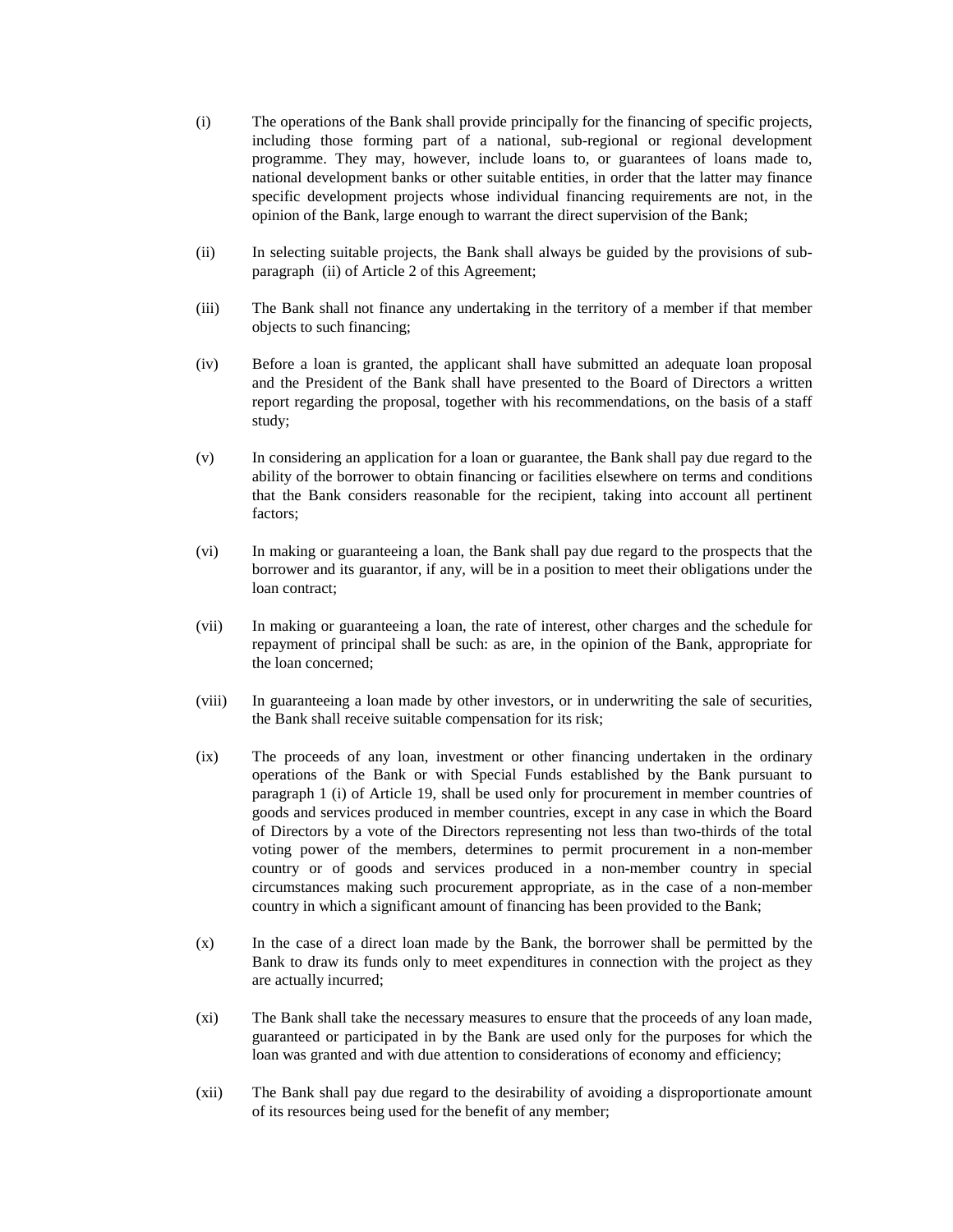(i) The operations of the Bank shall provide principally for the financing of specific projects, including those forming part of a national, sub-regional or regional development programme. They may, however, include loans to, or guarantees of loans made to, national development banks or other suitable entities, in order that the latter may finance specific development projects whose individual financing requirements are not, in the opinion of the Bank, large enough to warrant the direct supervision of the Bank;

(ii) In selecting suitable projects, the Bank shall always be guided by the provisions of sub-paragraph (ii) of Article 2 of this Agreement;

(iii) The Bank shall not finance any undertaking in the territory of a member if that member objects to such financing;

(iv) Before a loan is granted, the applicant shall have submitted an adequate loan proposal and the President of the Bank shall have presented to the Board of Directors a written report regarding the proposal, together with his recommendations, on the basis of a staff study;

(v) In considering an application for a loan or guarantee, the Bank shall pay due regard to the ability of the borrower to obtain financing or facilities elsewhere on terms and conditions that the Bank considers reasonable for the recipient, taking into account all pertinent factors;

(vi) In making or guaranteeing a loan, the Bank shall pay due regard to the prospects that the borrower and its guarantor, if any, will be in a position to meet their obligations under the loan contract;

(vii) In making or guaranteeing a loan, the rate of interest, other charges and the schedule for repayment of principal shall be such: as are, in the opinion of the Bank, appropriate for the loan concerned;

(viii) In guaranteeing a loan made by other investors, or in underwriting the sale of securities, the Bank shall receive suitable compensation for its risk;

(ix) The proceeds of any loan, investment or other financing undertaken in the ordinary operations of the Bank or with Special Funds established by the Bank pursuant to paragraph 1 (i) of Article 19, shall be used only for procurement in member countries of goods and services produced in member countries, except in any case in which the Board of Directors by a vote of the Directors representing not less than two-thirds of the total voting power of the members, determines to permit procurement in a non-member country or of goods and services produced in a non-member country in special circumstances making such procurement appropriate, as in the case of a non-member country in which a significant amount of financing has been provided to the Bank;

(x) In the case of a direct loan made by the Bank, the borrower shall be permitted by the Bank to draw its funds only to meet expenditures in connection with the project as they are actually incurred;

(xi) The Bank shall take the necessary measures to ensure that the proceeds of any loan made, guaranteed or participated in by the Bank are used only for the purposes for which the loan was granted and with due attention to considerations of economy and efficiency;

(xii) The Bank shall pay due regard to the desirability of avoiding a disproportionate amount of its resources being used for the benefit of any member;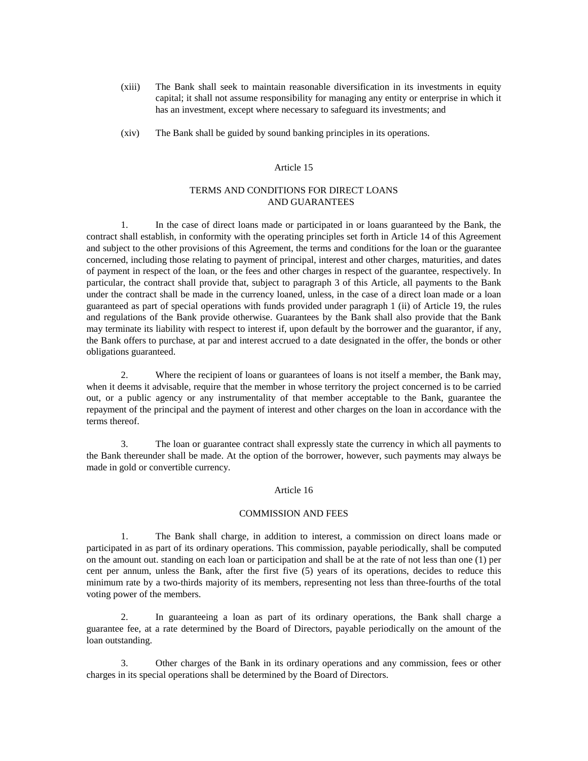(xiii) The Bank shall seek to maintain reasonable diversification in its investments in equity capital; it shall not assume responsibility for managing any entity or enterprise in which it has an investment, except where necessary to safeguard its investments; and

(xiv) The Bank shall be guided by sound banking principles in its operations.

Article 15

TERMS AND CONDITIONS FOR DIRECT LOANS AND GUARANTEES

1. In the case of direct loans made or participated in or loans guaranteed by the Bank, the contract shall establish, in conformity with the operating principles set forth in Article 14 of this Agreement and subject to the other provisions of this Agreement, the terms and conditions for the loan or the guarantee concerned, including those relating to payment of principal, interest and other charges, maturities, and dates of payment in respect of the loan, or the fees and other charges in respect of the guarantee, respectively. In particular, the contract shall provide that, subject to paragraph 3 of this Article, all payments to the Bank under the contract shall be made in the currency loaned, unless, in the case of a direct loan made or a loan guaranteed as part of special operations with funds provided under paragraph 1 (ii) of Article 19, the rules and regulations of the Bank provide otherwise. Guarantees by the Bank shall also provide that the Bank may terminate its liability with respect to interest if, upon default by the borrower and the guarantor, if any, the Bank offers to purchase, at par and interest accrued to a date designated in the offer, the bonds or other obligations guaranteed.

2. Where the recipient of loans or guarantees of loans is not itself a member, the Bank may, when it deems it advisable, require that the member in whose territory the project concerned is to be carried out, or a public agency or any instrumentality of that member acceptable to the Bank, guarantee the repayment of the principal and the payment of interest and other charges on the loan in accordance with the terms thereof.

3. The loan or guarantee contract shall expressly state the currency in which all payments to the Bank thereunder shall be made. At the option of the borrower, however, such payments may always be made in gold or convertible currency.

Article 16

COMMISSION AND FEES

1. The Bank shall charge, in addition to interest, a commission on direct loans made or participated in as part of its ordinary operations. This commission, payable periodically, shall be computed on the amount out. standing on each loan or participation and shall be at the rate of not less than one (1) per cent per annum, unless the Bank, after the first five (5) years of its operations, decides to reduce this minimum rate by a two-thirds majority of its members, representing not less than three-fourths of the total voting power of the members.

2. In guaranteeing a loan as part of its ordinary operations, the Bank shall charge a guarantee fee, at a rate determined by the Board of Directors, payable periodically on the amount of the loan outstanding.

3. Other charges of the Bank in its ordinary operations and any commission, fees or other charges in its special operations shall be determined by the Board of Directors.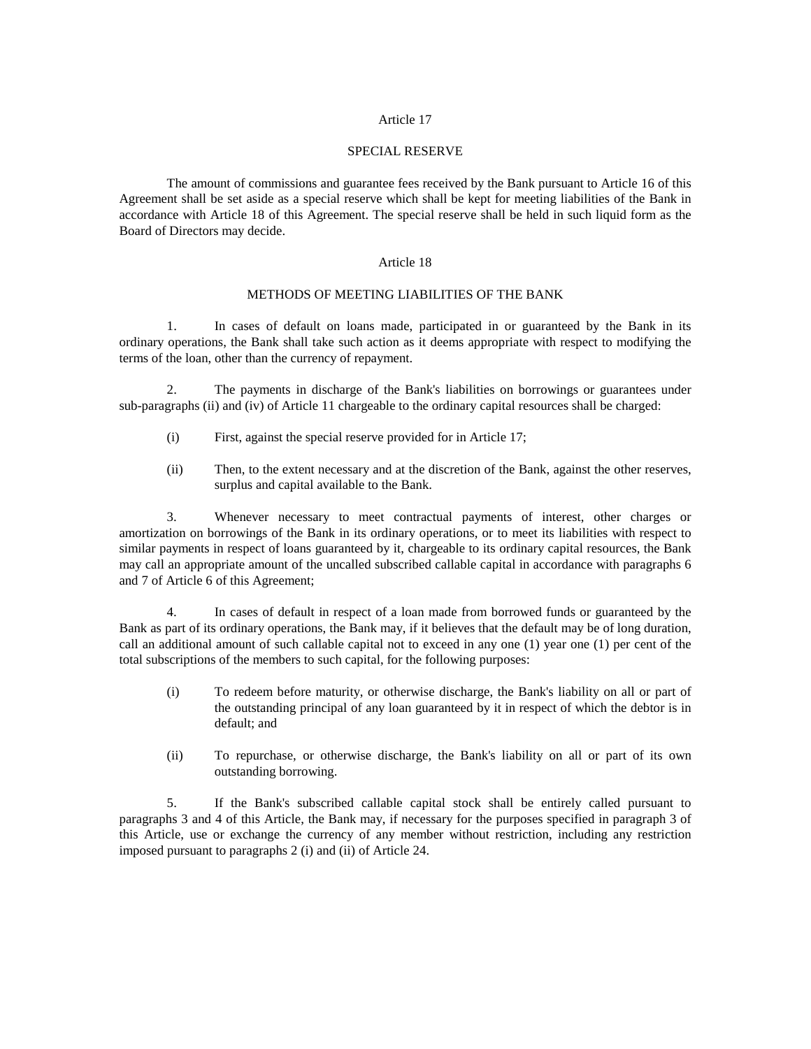## Article 17

## SPECIAL RESERVE

The amount of commissions and guarantee fees received by the Bank pursuant to Article 16 of this Agreement shall be set aside as a special reserve which shall be kept for meeting liabilities of the Bank in accordance with Article 18 of this Agreement. The special reserve shall be held in such liquid form as the Board of Directors may decide.

## Article 18

## METHODS OF MEETING LIABILITIES OF THE BANK

1. In cases of default on loans made, participated in or guaranteed by the Bank in its ordinary operations, the Bank shall take such action as it deems appropriate with respect to modifying the terms of the loan, other than the currency of repayment.

2. The payments in discharge of the Bank's liabilities on borrowings or guarantees under sub-paragraphs (ii) and (iv) of Article 11 chargeable to the ordinary capital resources shall be charged:

(i) First, against the special reserve provided for in Article 17;

(ii) Then, to the extent necessary and at the discretion of the Bank, against the other reserves, surplus and capital available to the Bank.

3. Whenever necessary to meet contractual payments of interest, other charges or amortization on borrowings of the Bank in its ordinary operations, or to meet its liabilities with respect to similar payments in respect of loans guaranteed by it, chargeable to its ordinary capital resources, the Bank may call an appropriate amount of the uncalled subscribed callable capital in accordance with paragraphs 6 and 7 of Article 6 of this Agreement;

4. In cases of default in respect of a loan made from borrowed funds or guaranteed by the Bank as part of its ordinary operations, the Bank may, if it believes that the default may be of long duration, call an additional amount of such callable capital not to exceed in any one (1) year one (1) per cent of the total subscriptions of the members to such capital, for the following purposes:

(i) To redeem before maturity, or otherwise discharge, the Bank's liability on all or part of the outstanding principal of any loan guaranteed by it in respect of which the debtor is in default; and

(ii) To repurchase, or otherwise discharge, the Bank's liability on all or part of its own outstanding borrowing.

5. If the Bank's subscribed callable capital stock shall be entirely called pursuant to paragraphs 3 and 4 of this Article, the Bank may, if necessary for the purposes specified in paragraph 3 of this Article, use or exchange the currency of any member without restriction, including any restriction imposed pursuant to paragraphs 2 (i) and (ii) of Article 24.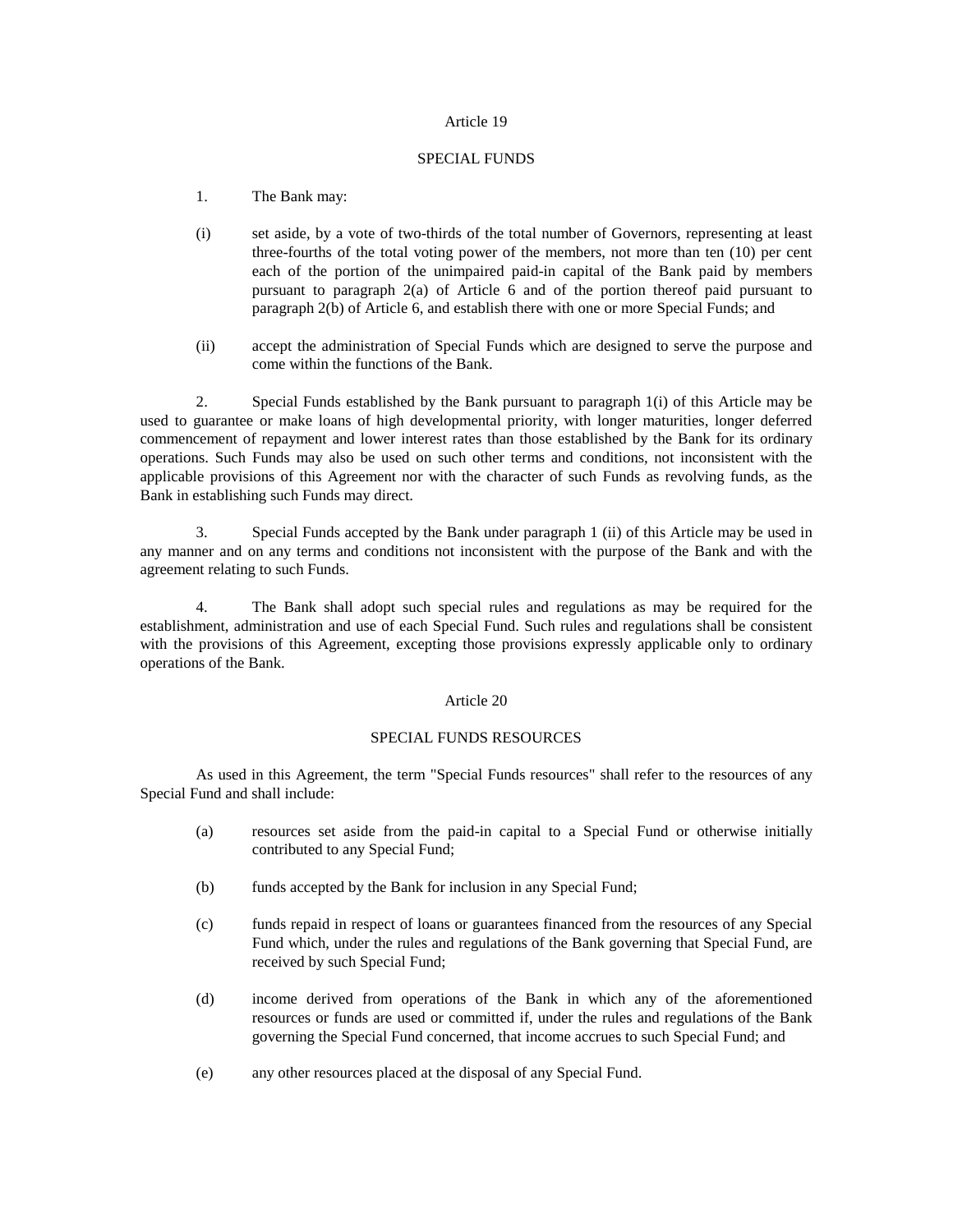## Article 19

## SPECIAL FUNDS

1. The Bank may:

(i) set aside, by a vote of two-thirds of the total number of Governors, representing at least three-fourths of the total voting power of the members, not more than ten (10) per cent each of the portion of the unimpaired paid-in capital of the Bank paid by members pursuant to paragraph 2(a) of Article 6 and of the portion thereof paid pursuant to paragraph 2(b) of Article 6, and establish there with one or more Special Funds; and

(ii) accept the administration of Special Funds which are designed to serve the purpose and come within the functions of the Bank.

2. Special Funds established by the Bank pursuant to paragraph 1(i) of this Article may be used to guarantee or make loans of high developmental priority, with longer maturities, longer deferred commencement of repayment and lower interest rates than those established by the Bank for its ordinary operations. Such Funds may also be used on such other terms and conditions, not inconsistent with the applicable provisions of this Agreement nor with the character of such Funds as revolving funds, as the Bank in establishing such Funds may direct.

3. Special Funds accepted by the Bank under paragraph 1 (ii) of this Article may be used in any manner and on any terms and conditions not inconsistent with the purpose of the Bank and with the agreement relating to such Funds.

4. The Bank shall adopt such special rules and regulations as may be required for the establishment, administration and use of each Special Fund. Such rules and regulations shall be consistent with the provisions of this Agreement, excepting those provisions expressly applicable only to ordinary operations of the Bank.

## Article 20

## SPECIAL FUNDS RESOURCES

As used in this Agreement, the term "Special Funds resources" shall refer to the resources of any Special Fund and shall include:

(a) resources set aside from the paid-in capital to a Special Fund or otherwise initially contributed to any Special Fund;

(b) funds accepted by the Bank for inclusion in any Special Fund;

(c) funds repaid in respect of loans or guarantees financed from the resources of any Special Fund which, under the rules and regulations of the Bank governing that Special Fund, are received by such Special Fund;

(d) income derived from operations of the Bank in which any of the aforementioned resources or funds are used or committed if, under the rules and regulations of the Bank governing the Special Fund concerned, that income accrues to such Special Fund; and

(e) any other resources placed at the disposal of any Special Fund.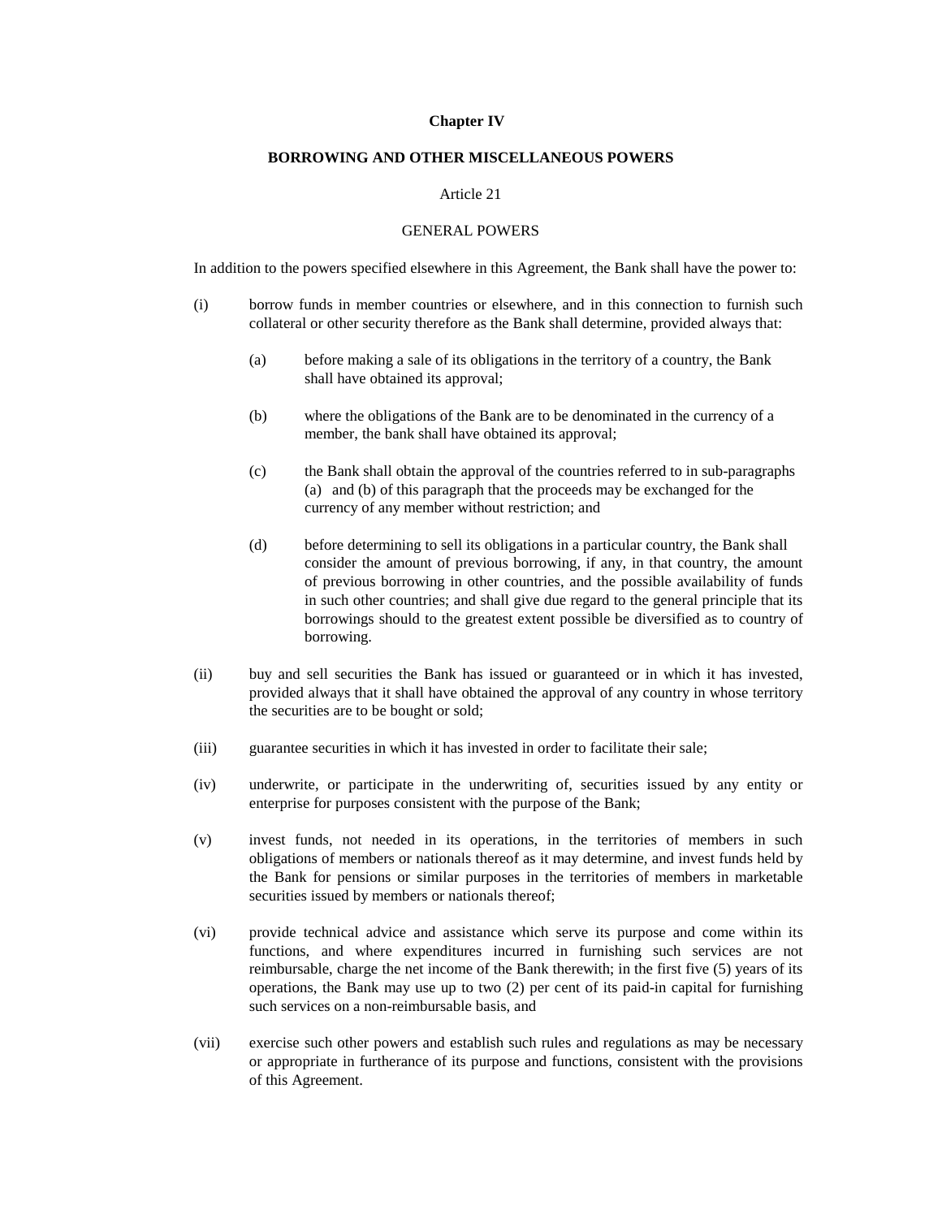## Chapter IV

## BORROWING AND OTHER MISCELLANEOUS POWERS

### Article 21

### GENERAL POWERS

In addition to the powers specified elsewhere in this Agreement, the Bank shall have the power to:

(i) borrow funds in member countries or elsewhere, and in this connection to furnish such collateral or other security therefore as the Bank shall determine, provided always that:

  (a) before making a sale of its obligations in the territory of a country, the Bank shall have obtained its approval;

  (b) where the obligations of the Bank are to be denominated in the currency of a member, the bank shall have obtained its approval;

  (c) the Bank shall obtain the approval of the countries referred to in sub-paragraphs (a) and (b) of this paragraph that the proceeds may be exchanged for the currency of any member without restriction; and

  (d) before determining to sell its obligations in a particular country, the Bank shall consider the amount of previous borrowing, if any, in that country, the amount of previous borrowing in other countries, and the possible availability of funds in such other countries; and shall give due regard to the general principle that its borrowings should to the greatest extent possible be diversified as to country of borrowing.

(ii) buy and sell securities the Bank has issued or guaranteed or in which it has invested, provided always that it shall have obtained the approval of any country in whose territory the securities are to be bought or sold;

(iii) guarantee securities in which it has invested in order to facilitate their sale;

(iv) underwrite, or participate in the underwriting of, securities issued by any entity or enterprise for purposes consistent with the purpose of the Bank;

(v) invest funds, not needed in its operations, in the territories of members in such obligations of members or nationals thereof as it may determine, and invest funds held by the Bank for pensions or similar purposes in the territories of members in marketable securities issued by members or nationals thereof;

(vi) provide technical advice and assistance which serve its purpose and come within its functions, and where expenditures incurred in furnishing such services are not reimbursable, charge the net income of the Bank therewith; in the first five (5) years of its operations, the Bank may use up to two (2) per cent of its paid-in capital for furnishing such services on a non-reimbursable basis, and

(vii) exercise such other powers and establish such rules and regulations as may be necessary or appropriate in furtherance of its purpose and functions, consistent with the provisions of this Agreement.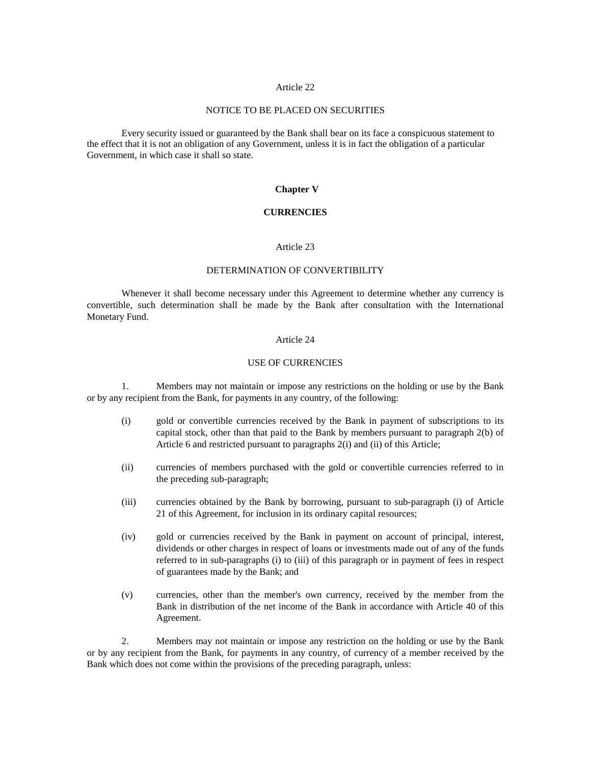Article 22

NOTICE TO BE PLACED ON SECURITIES

Every security issued or guaranteed by the Bank shall bear on its face a conspicuous statement to the effect that it is not an obligation of any Government, unless it is in fact the obligation of a particular Government, in which case it shall so state.

## Chapter V

## CURRENCIES

Article 23

DETERMINATION OF CONVERTIBILITY

Whenever it shall become necessary under this Agreement to determine whether any currency is convertible, such determination shall be made by the Bank after consultation with the International Monetary Fund.

Article 24

USE OF CURRENCIES

1. Members may not maintain or impose any restrictions on the holding or use by the Bank or by any recipient from the Bank, for payments in any country, of the following:

   (i) gold or convertible currencies received by the Bank in payment of subscriptions to its capital stock, other than that paid to the Bank by members pursuant to paragraph 2(b) of Article 6 and restricted pursuant to paragraphs 2(i) and (ii) of this Article;

   (ii) currencies of members purchased with the gold or convertible currencies referred to in the preceding sub-paragraph;

   (iii) currencies obtained by the Bank by borrowing, pursuant to sub-paragraph (i) of Article 21 of this Agreement, for inclusion in its ordinary capital resources;

   (iv) gold or currencies received by the Bank in payment on account of principal, interest, dividends or other charges in respect of loans or investments made out of any of the funds referred to in sub-paragraphs (i) to (iii) of this paragraph or in payment of fees in respect of guarantees made by the Bank; and

   (v) currencies, other than the member's own currency, received by the member from the Bank in distribution of the net income of the Bank in accordance with Article 40 of this Agreement.

2. Members may not maintain or impose any restriction on the holding or use by the Bank or by any recipient from the Bank, for payments in any country, of currency of a member received by the Bank which does not come within the provisions of the preceding paragraph, unless: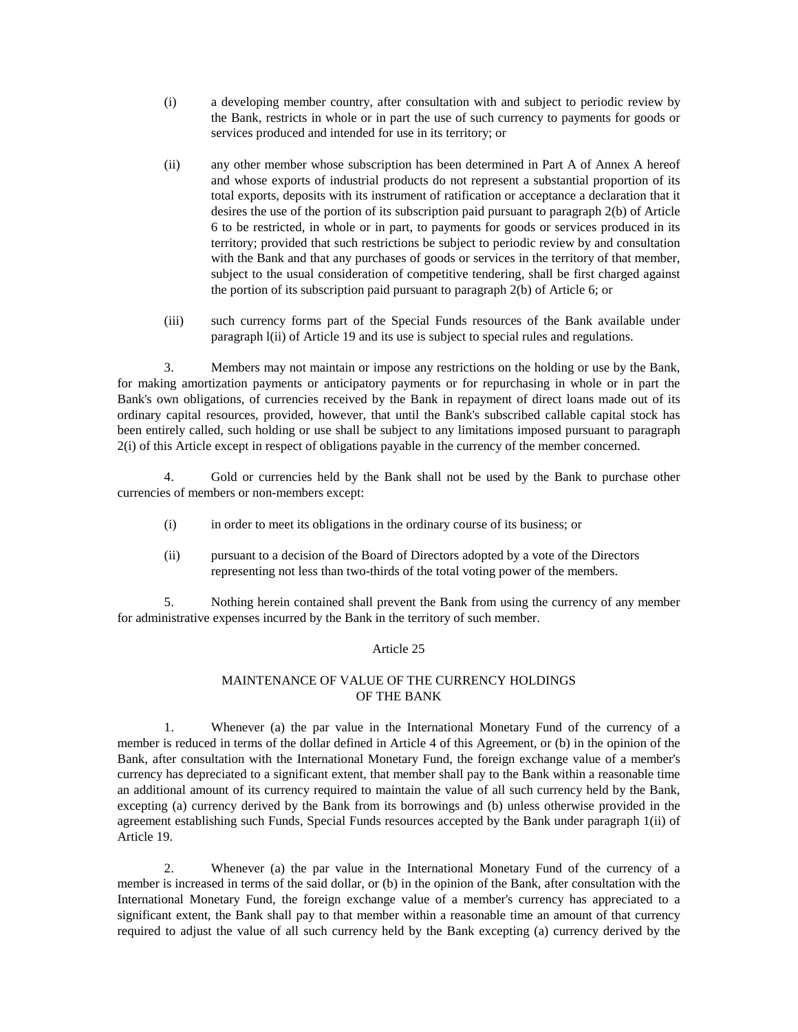(i) a developing member country, after consultation with and subject to periodic review by the Bank, restricts in whole or in part the use of such currency to payments for goods or services produced and intended for use in its territory; or

(ii) any other member whose subscription has been determined in Part A of Annex A hereof and whose exports of industrial products do not represent a substantial proportion of its total exports, deposits with its instrument of ratification or acceptance a declaration that it desires the use of the portion of its subscription paid pursuant to paragraph 2(b) of Article 6 to be restricted, in whole or in part, to payments for goods or services produced in its territory; provided that such restrictions be subject to periodic review by and consultation with the Bank and that any purchases of goods or services in the territory of that member, subject to the usual consideration of competitive tendering, shall be first charged against the portion of its subscription paid pursuant to paragraph 2(b) of Article 6; or

(iii) such currency forms part of the Special Funds resources of the Bank available under paragraph l(ii) of Article 19 and its use is subject to special rules and regulations.

3. Members may not maintain or impose any restrictions on the holding or use by the Bank, for making amortization payments or anticipatory payments or for repurchasing in whole or in part the Bank's own obligations, of currencies received by the Bank in repayment of direct loans made out of its ordinary capital resources, provided, however, that until the Bank's subscribed callable capital stock has been entirely called, such holding or use shall be subject to any limitations imposed pursuant to paragraph 2(i) of this Article except in respect of obligations payable in the currency of the member concerned.

4. Gold or currencies held by the Bank shall not be used by the Bank to purchase other currencies of members or non-members except:

(i) in order to meet its obligations in the ordinary course of its business; or

(ii) pursuant to a decision of the Board of Directors adopted by a vote of the Directors representing not less than two-thirds of the total voting power of the members.

5. Nothing herein contained shall prevent the Bank from using the currency of any member for administrative expenses incurred by the Bank in the territory of such member.

## Article 25

### MAINTENANCE OF VALUE OF THE CURRENCY HOLDINGS OF THE BANK

1. Whenever (a) the par value in the International Monetary Fund of the currency of a member is reduced in terms of the dollar defined in Article 4 of this Agreement, or (b) in the opinion of the Bank, after consultation with the International Monetary Fund, the foreign exchange value of a member's currency has depreciated to a significant extent, that member shall pay to the Bank within a reasonable time an additional amount of its currency required to maintain the value of all such currency held by the Bank, excepting (a) currency derived by the Bank from its borrowings and (b) unless otherwise provided in the agreement establishing such Funds, Special Funds resources accepted by the Bank under paragraph 1(ii) of Article 19.

2. Whenever (a) the par value in the International Monetary Fund of the currency of a member is increased in terms of the said dollar, or (b) in the opinion of the Bank, after consultation with the International Monetary Fund, the foreign exchange value of a member's currency has appreciated to a significant extent, the Bank shall pay to that member within a reasonable time an amount of that currency required to adjust the value of all such currency held by the Bank excepting (a) currency derived by the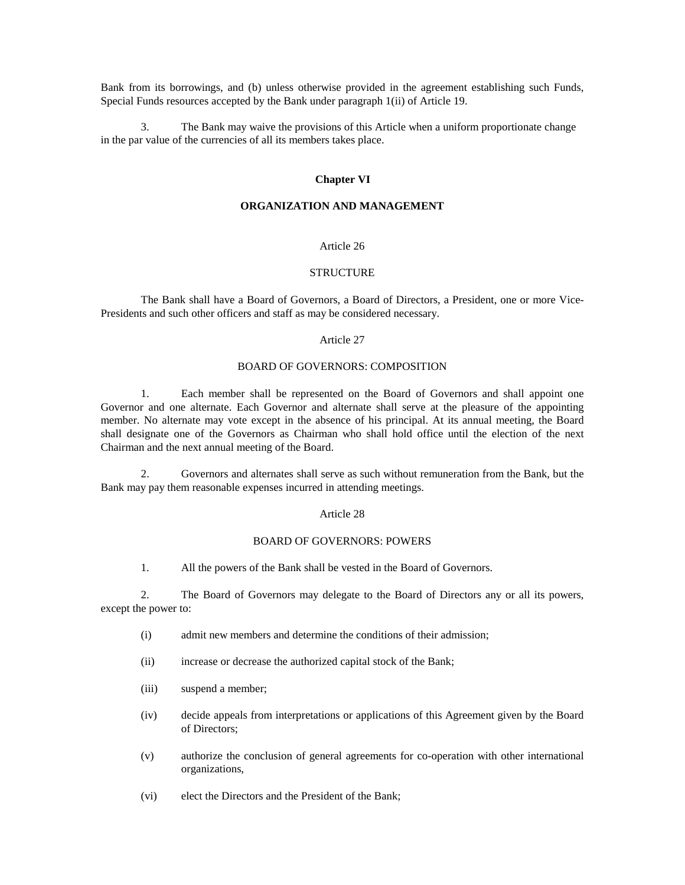Bank from its borrowings, and (b) unless otherwise provided in the agreement establishing such Funds, Special Funds resources accepted by the Bank under paragraph 1(ii) of Article 19.

3. The Bank may waive the provisions of this Article when a uniform proportionate change in the par value of the currencies of all its members takes place.

## Chapter VI

## ORGANIZATION AND MANAGEMENT

### Article 26

### STRUCTURE

The Bank shall have a Board of Governors, a Board of Directors, a President, one or more Vice-Presidents and such other officers and staff as may be considered necessary.

### Article 27

### BOARD OF GOVERNORS: COMPOSITION

1. Each member shall be represented on the Board of Governors and shall appoint one Governor and one alternate. Each Governor and alternate shall serve at the pleasure of the appointing member. No alternate may vote except in the absence of his principal. At its annual meeting, the Board shall designate one of the Governors as Chairman who shall hold office until the election of the next Chairman and the next annual meeting of the Board.

2. Governors and alternates shall serve as such without remuneration from the Bank, but the Bank may pay them reasonable expenses incurred in attending meetings.

### Article 28

### BOARD OF GOVERNORS: POWERS

1. All the powers of the Bank shall be vested in the Board of Governors.

2. The Board of Governors may delegate to the Board of Directors any or all its powers, except the power to:

(i) admit new members and determine the conditions of their admission;

(ii) increase or decrease the authorized capital stock of the Bank;

(iii) suspend a member;

(iv) decide appeals from interpretations or applications of this Agreement given by the Board of Directors;

(v) authorize the conclusion of general agreements for co-operation with other international organizations,

(vi) elect the Directors and the President of the Bank;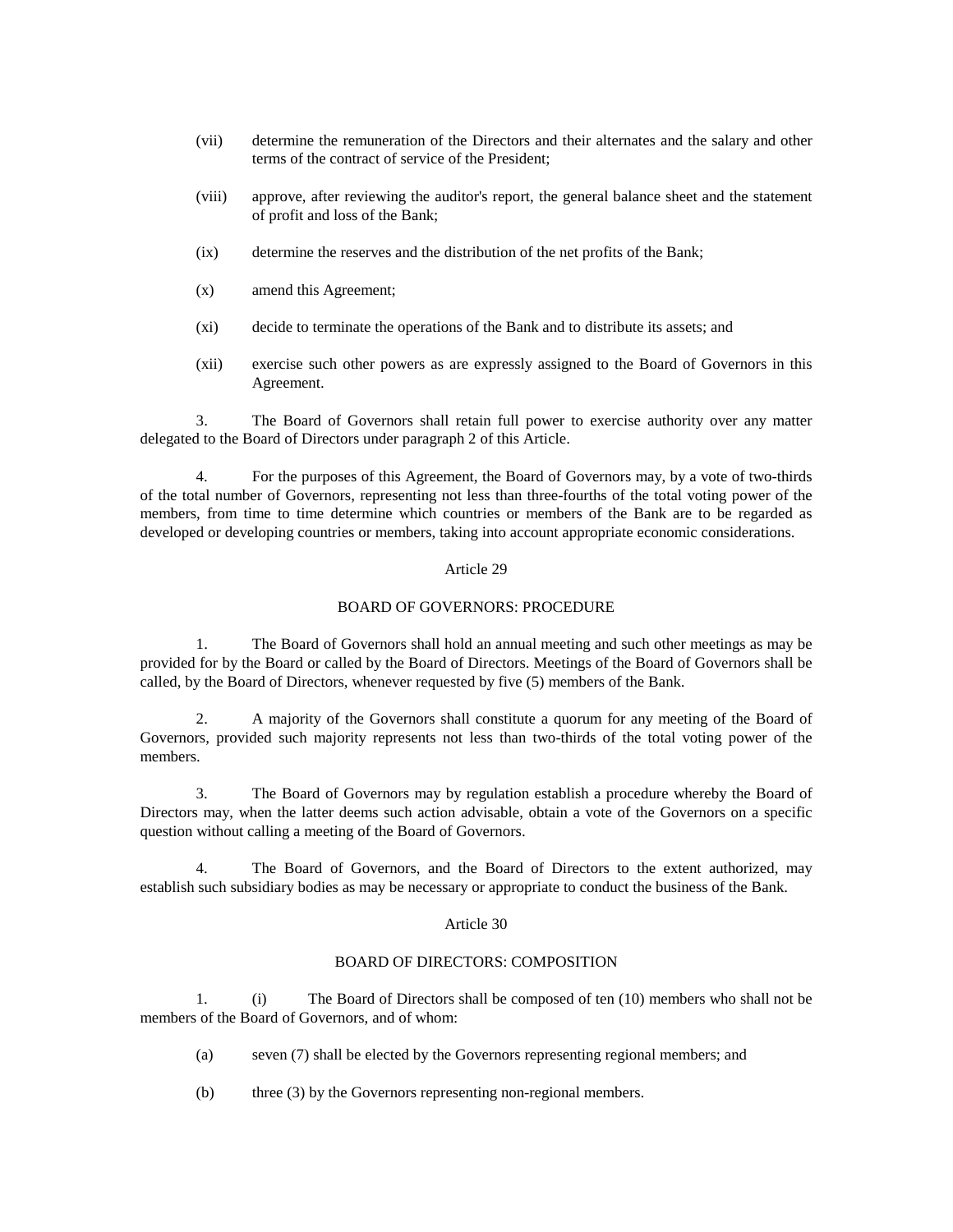(vii) determine the remuneration of the Directors and their alternates and the salary and other terms of the contract of service of the President;

(viii) approve, after reviewing the auditor's report, the general balance sheet and the statement of profit and loss of the Bank;

(ix) determine the reserves and the distribution of the net profits of the Bank;

(x) amend this Agreement;

(xi) decide to terminate the operations of the Bank and to distribute its assets; and

(xii) exercise such other powers as are expressly assigned to the Board of Governors in this Agreement.

3. The Board of Governors shall retain full power to exercise authority over any matter delegated to the Board of Directors under paragraph 2 of this Article.

4. For the purposes of this Agreement, the Board of Governors may, by a vote of two-thirds of the total number of Governors, representing not less than three-fourths of the total voting power of the members, from time to time determine which countries or members of the Bank are to be regarded as developed or developing countries or members, taking into account appropriate economic considerations.

## Article 29

## BOARD OF GOVERNORS: PROCEDURE

1. The Board of Governors shall hold an annual meeting and such other meetings as may be provided for by the Board or called by the Board of Directors. Meetings of the Board of Governors shall be called, by the Board of Directors, whenever requested by five (5) members of the Bank.

2. A majority of the Governors shall constitute a quorum for any meeting of the Board of Governors, provided such majority represents not less than two-thirds of the total voting power of the members.

3. The Board of Governors may by regulation establish a procedure whereby the Board of Directors may, when the latter deems such action advisable, obtain a vote of the Governors on a specific question without calling a meeting of the Board of Governors.

4. The Board of Governors, and the Board of Directors to the extent authorized, may establish such subsidiary bodies as may be necessary or appropriate to conduct the business of the Bank.

## Article 30

## BOARD OF DIRECTORS: COMPOSITION

1. (i) The Board of Directors shall be composed of ten (10) members who shall not be members of the Board of Governors, and of whom:

(a) seven (7) shall be elected by the Governors representing regional members; and

(b) three (3) by the Governors representing non-regional members.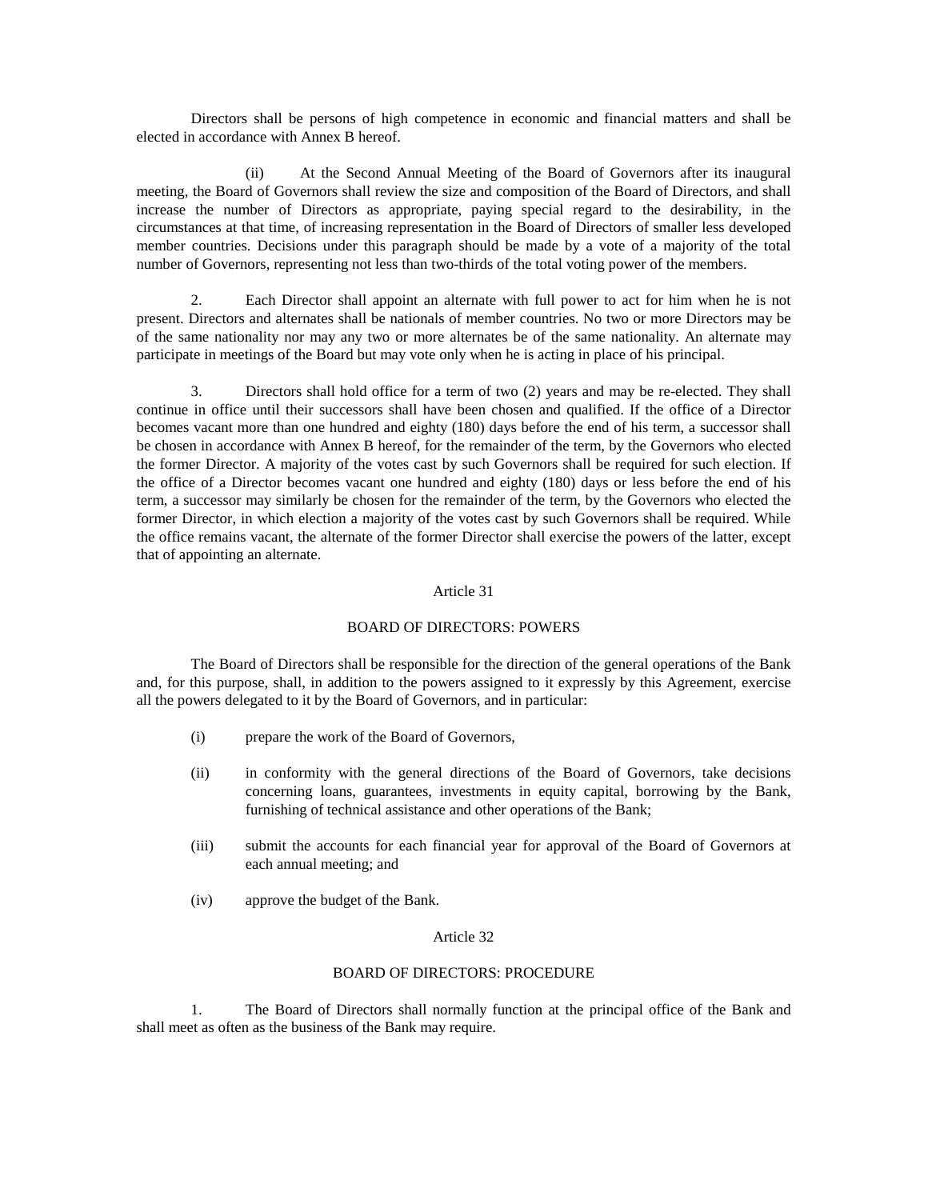Directors shall be persons of high competence in economic and financial matters and shall be elected in accordance with Annex B hereof.

(ii) At the Second Annual Meeting of the Board of Governors after its inaugural meeting, the Board of Governors shall review the size and composition of the Board of Directors, and shall increase the number of Directors as appropriate, paying special regard to the desirability, in the circumstances at that time, of increasing representation in the Board of Directors of smaller less developed member countries. Decisions under this paragraph should be made by a vote of a majority of the total number of Governors, representing not less than two-thirds of the total voting power of the members.

2. Each Director shall appoint an alternate with full power to act for him when he is not present. Directors and alternates shall be nationals of member countries. No two or more Directors may be of the same nationality nor may any two or more alternates be of the same nationality. An alternate may participate in meetings of the Board but may vote only when he is acting in place of his principal.

3. Directors shall hold office for a term of two (2) years and may be re-elected. They shall continue in office until their successors shall have been chosen and qualified. If the office of a Director becomes vacant more than one hundred and eighty (180) days before the end of his term, a successor shall be chosen in accordance with Annex B hereof, for the remainder of the term, by the Governors who elected the former Director. A majority of the votes cast by such Governors shall be required for such election. If the office of a Director becomes vacant one hundred and eighty (180) days or less before the end of his term, a successor may similarly be chosen for the remainder of the term, by the Governors who elected the former Director, in which election a majority of the votes cast by such Governors shall be required. While the office remains vacant, the alternate of the former Director shall exercise the powers of the latter, except that of appointing an alternate.

## Article 31

## BOARD OF DIRECTORS: POWERS

The Board of Directors shall be responsible for the direction of the general operations of the Bank and, for this purpose, shall, in addition to the powers assigned to it expressly by this Agreement, exercise all the powers delegated to it by the Board of Governors, and in particular:

(i) prepare the work of the Board of Governors,

(ii) in conformity with the general directions of the Board of Governors, take decisions concerning loans, guarantees, investments in equity capital, borrowing by the Bank, furnishing of technical assistance and other operations of the Bank;

(iii) submit the accounts for each financial year for approval of the Board of Governors at each annual meeting; and

(iv) approve the budget of the Bank.

## Article 32

## BOARD OF DIRECTORS: PROCEDURE

1. The Board of Directors shall normally function at the principal office of the Bank and shall meet as often as the business of the Bank may require.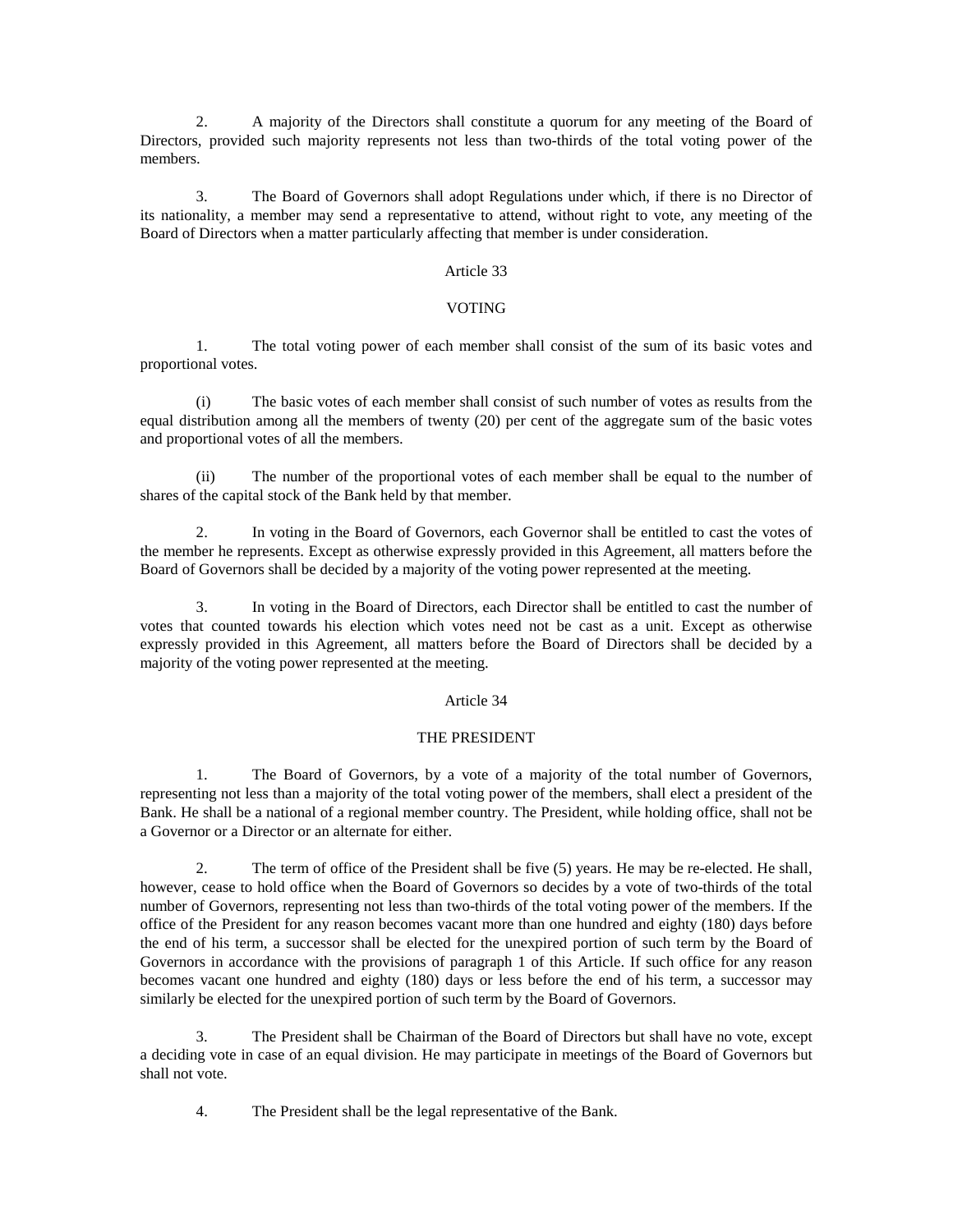2. A majority of the Directors shall constitute a quorum for any meeting of the Board of Directors, provided such majority represents not less than two-thirds of the total voting power of the members.

3. The Board of Governors shall adopt Regulations under which, if there is no Director of its nationality, a member may send a representative to attend, without right to vote, any meeting of the Board of Directors when a matter particularly affecting that member is under consideration.

## Article 33

## VOTING

1. The total voting power of each member shall consist of the sum of its basic votes and proportional votes.

(i) The basic votes of each member shall consist of such number of votes as results from the equal distribution among all the members of twenty (20) per cent of the aggregate sum of the basic votes and proportional votes of all the members.

(ii) The number of the proportional votes of each member shall be equal to the number of shares of the capital stock of the Bank held by that member.

2. In voting in the Board of Governors, each Governor shall be entitled to cast the votes of the member he represents. Except as otherwise expressly provided in this Agreement, all matters before the Board of Governors shall be decided by a majority of the voting power represented at the meeting.

3. In voting in the Board of Directors, each Director shall be entitled to cast the number of votes that counted towards his election which votes need not be cast as a unit. Except as otherwise expressly provided in this Agreement, all matters before the Board of Directors shall be decided by a majority of the voting power represented at the meeting.

## Article 34

## THE PRESIDENT

1. The Board of Governors, by a vote of a majority of the total number of Governors, representing not less than a majority of the total voting power of the members, shall elect a president of the Bank. He shall be a national of a regional member country. The President, while holding office, shall not be a Governor or a Director or an alternate for either.

2. The term of office of the President shall be five (5) years. He may be re-elected. He shall, however, cease to hold office when the Board of Governors so decides by a vote of two-thirds of the total number of Governors, representing not less than two-thirds of the total voting power of the members. If the office of the President for any reason becomes vacant more than one hundred and eighty (180) days before the end of his term, a successor shall be elected for the unexpired portion of such term by the Board of Governors in accordance with the provisions of paragraph 1 of this Article. If such office for any reason becomes vacant one hundred and eighty (180) days or less before the end of his term, a successor may similarly be elected for the unexpired portion of such term by the Board of Governors.

3. The President shall be Chairman of the Board of Directors but shall have no vote, except a deciding vote in case of an equal division. He may participate in meetings of the Board of Governors but shall not vote.

4. The President shall be the legal representative of the Bank.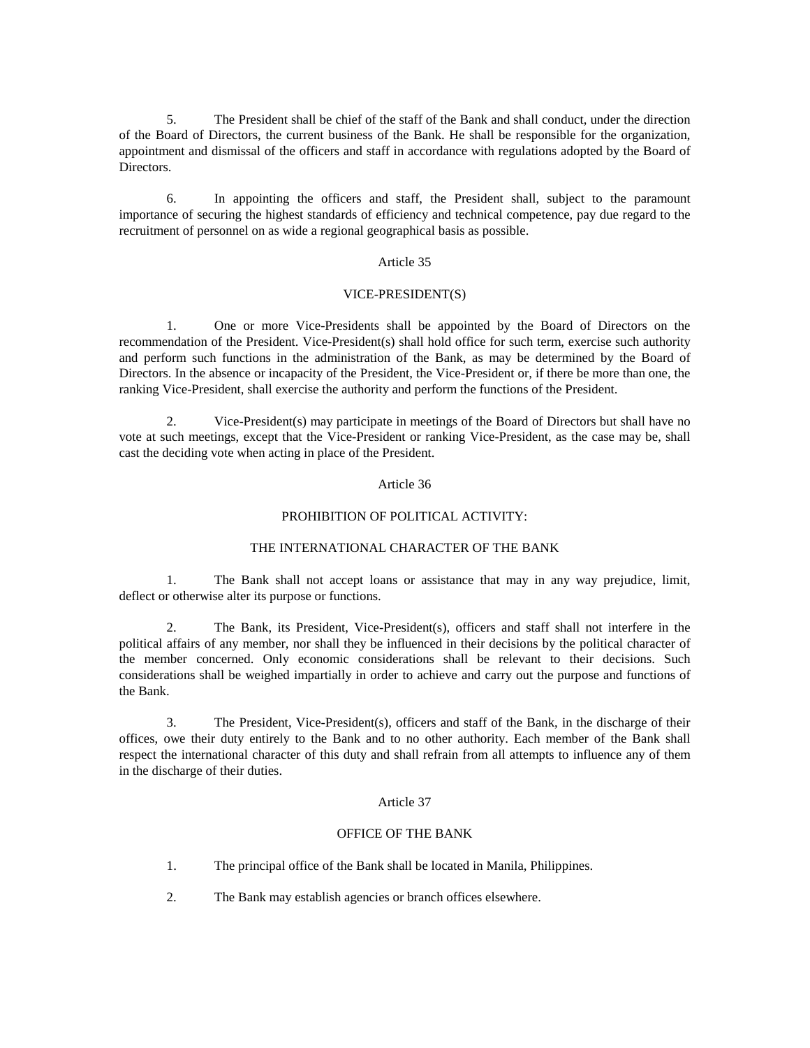5. The President shall be chief of the staff of the Bank and shall conduct, under the direction of the Board of Directors, the current business of the Bank. He shall be responsible for the organization, appointment and dismissal of the officers and staff in accordance with regulations adopted by the Board of Directors.

6. In appointing the officers and staff, the President shall, subject to the paramount importance of securing the highest standards of efficiency and technical competence, pay due regard to the recruitment of personnel on as wide a regional geographical basis as possible.

## Article 35

### VICE-PRESIDENT(S)

1. One or more Vice-Presidents shall be appointed by the Board of Directors on the recommendation of the President. Vice-President(s) shall hold office for such term, exercise such authority and perform such functions in the administration of the Bank, as may be determined by the Board of Directors. In the absence or incapacity of the President, the Vice-President or, if there be more than one, the ranking Vice-President, shall exercise the authority and perform the functions of the President.

2. Vice-President(s) may participate in meetings of the Board of Directors but shall have no vote at such meetings, except that the Vice-President or ranking Vice-President, as the case may be, shall cast the deciding vote when acting in place of the President.

## Article 36

### PROHIBITION OF POLITICAL ACTIVITY:

### THE INTERNATIONAL CHARACTER OF THE BANK

1. The Bank shall not accept loans or assistance that may in any way prejudice, limit, deflect or otherwise alter its purpose or functions.

2. The Bank, its President, Vice-President(s), officers and staff shall not interfere in the political affairs of any member, nor shall they be influenced in their decisions by the political character of the member concerned. Only economic considerations shall be relevant to their decisions. Such considerations shall be weighed impartially in order to achieve and carry out the purpose and functions of the Bank.

3. The President, Vice-President(s), officers and staff of the Bank, in the discharge of their offices, owe their duty entirely to the Bank and to no other authority. Each member of the Bank shall respect the international character of this duty and shall refrain from all attempts to influence any of them in the discharge of their duties.

## Article 37

### OFFICE OF THE BANK

1. The principal office of the Bank shall be located in Manila, Philippines.

2. The Bank may establish agencies or branch offices elsewhere.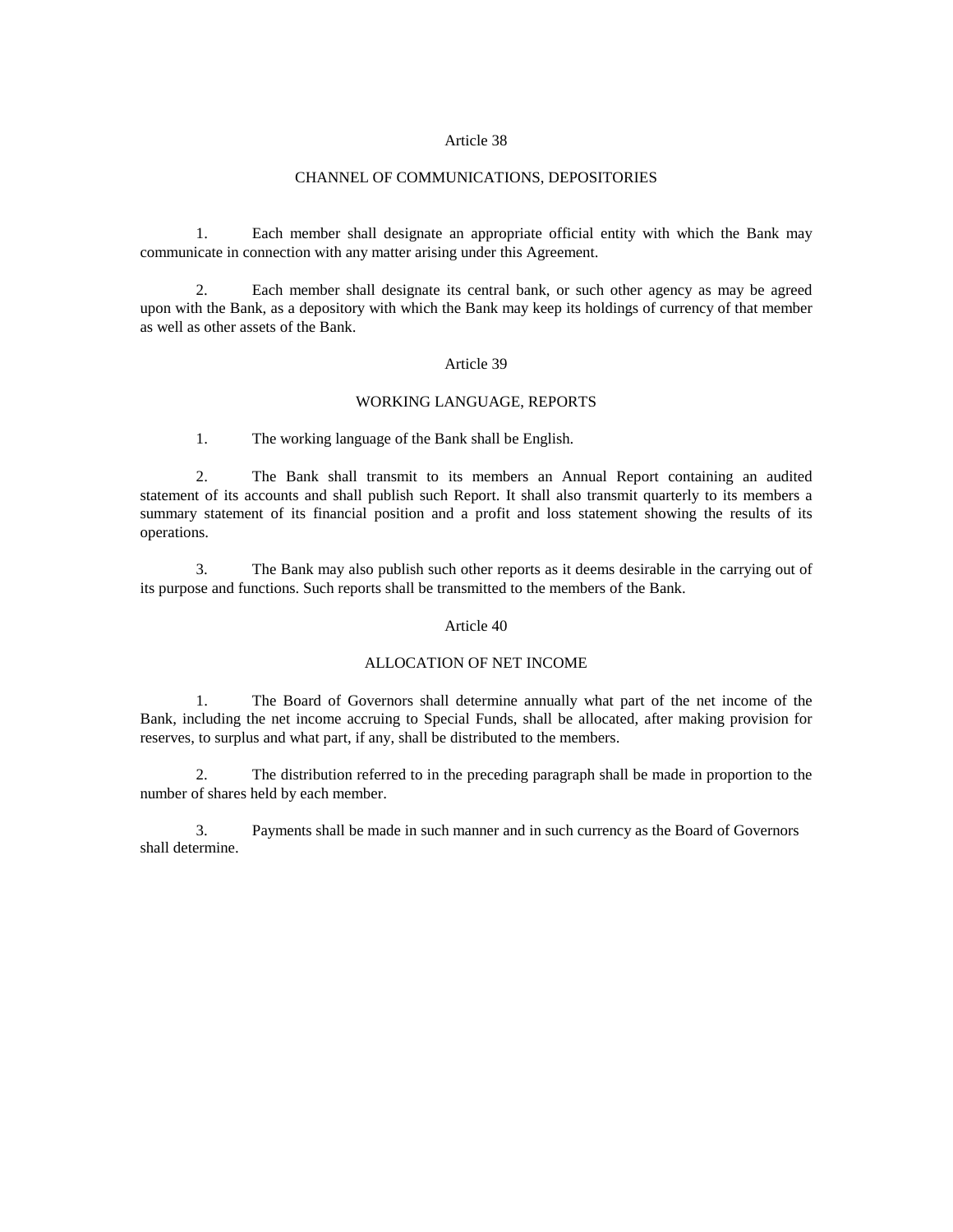## Article 38

### CHANNEL OF COMMUNICATIONS, DEPOSITORIES

1. Each member shall designate an appropriate official entity with which the Bank may communicate in connection with any matter arising under this Agreement.

2. Each member shall designate its central bank, or such other agency as may be agreed upon with the Bank, as a depository with which the Bank may keep its holdings of currency of that member as well as other assets of the Bank.

## Article 39

### WORKING LANGUAGE, REPORTS

1. The working language of the Bank shall be English.

2. The Bank shall transmit to its members an Annual Report containing an audited statement of its accounts and shall publish such Report. It shall also transmit quarterly to its members a summary statement of its financial position and a profit and loss statement showing the results of its operations.

3. The Bank may also publish such other reports as it deems desirable in the carrying out of its purpose and functions. Such reports shall be transmitted to the members of the Bank.

## Article 40

### ALLOCATION OF NET INCOME

1. The Board of Governors shall determine annually what part of the net income of the Bank, including the net income accruing to Special Funds, shall be allocated, after making provision for reserves, to surplus and what part, if any, shall be distributed to the members.

2. The distribution referred to in the preceding paragraph shall be made in proportion to the number of shares held by each member.

3. Payments shall be made in such manner and in such currency as the Board of Governors shall determine.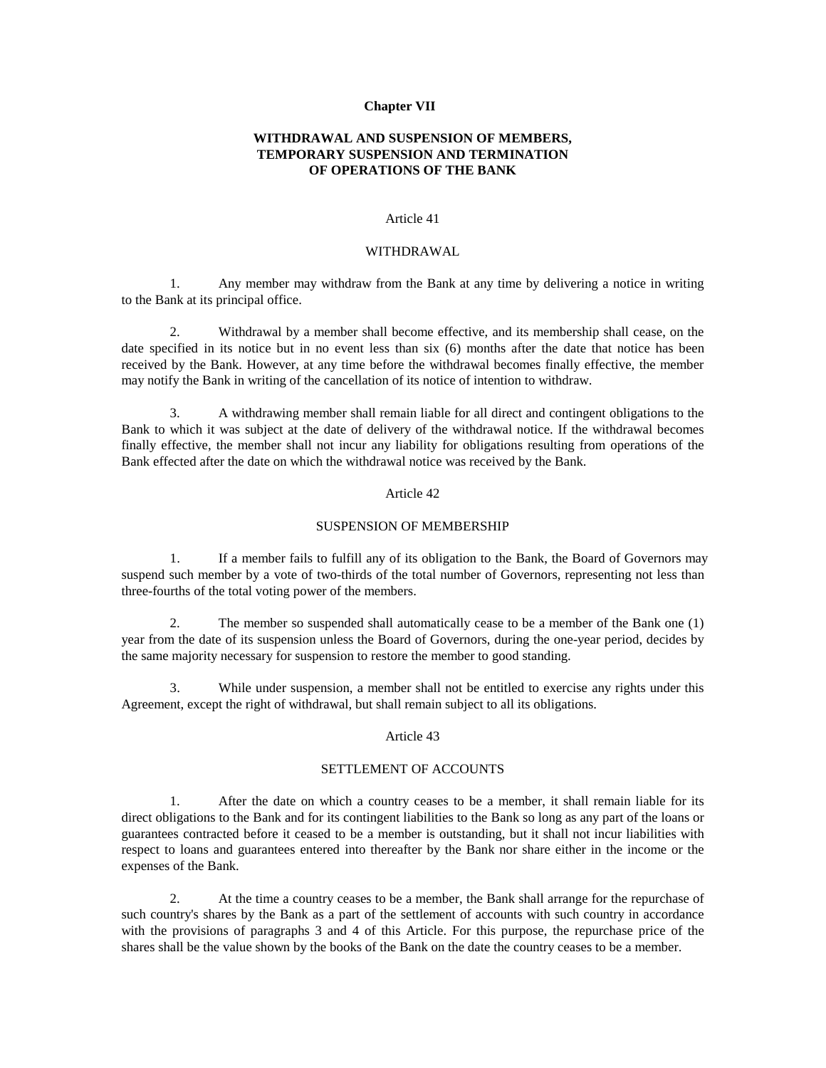## Chapter VII

## WITHDRAWAL AND SUSPENSION OF MEMBERS, TEMPORARY SUSPENSION AND TERMINATION OF OPERATIONS OF THE BANK

### Article 41

### WITHDRAWAL

1. Any member may withdraw from the Bank at any time by delivering a notice in writing to the Bank at its principal office.

2. Withdrawal by a member shall become effective, and its membership shall cease, on the date specified in its notice but in no event less than six (6) months after the date that notice has been received by the Bank. However, at any time before the withdrawal becomes finally effective, the member may notify the Bank in writing of the cancellation of its notice of intention to withdraw.

3. A withdrawing member shall remain liable for all direct and contingent obligations to the Bank to which it was subject at the date of delivery of the withdrawal notice. If the withdrawal becomes finally effective, the member shall not incur any liability for obligations resulting from operations of the Bank effected after the date on which the withdrawal notice was received by the Bank.

### Article 42

### SUSPENSION OF MEMBERSHIP

1. If a member fails to fulfill any of its obligation to the Bank, the Board of Governors may suspend such member by a vote of two-thirds of the total number of Governors, representing not less than three-fourths of the total voting power of the members.

2. The member so suspended shall automatically cease to be a member of the Bank one (1) year from the date of its suspension unless the Board of Governors, during the one-year period, decides by the same majority necessary for suspension to restore the member to good standing.

3. While under suspension, a member shall not be entitled to exercise any rights under this Agreement, except the right of withdrawal, but shall remain subject to all its obligations.

### Article 43

### SETTLEMENT OF ACCOUNTS

1. After the date on which a country ceases to be a member, it shall remain liable for its direct obligations to the Bank and for its contingent liabilities to the Bank so long as any part of the loans or guarantees contracted before it ceased to be a member is outstanding, but it shall not incur liabilities with respect to loans and guarantees entered into thereafter by the Bank nor share either in the income or the expenses of the Bank.

2. At the time a country ceases to be a member, the Bank shall arrange for the repurchase of such country's shares by the Bank as a part of the settlement of accounts with such country in accordance with the provisions of paragraphs 3 and 4 of this Article. For this purpose, the repurchase price of the shares shall be the value shown by the books of the Bank on the date the country ceases to be a member.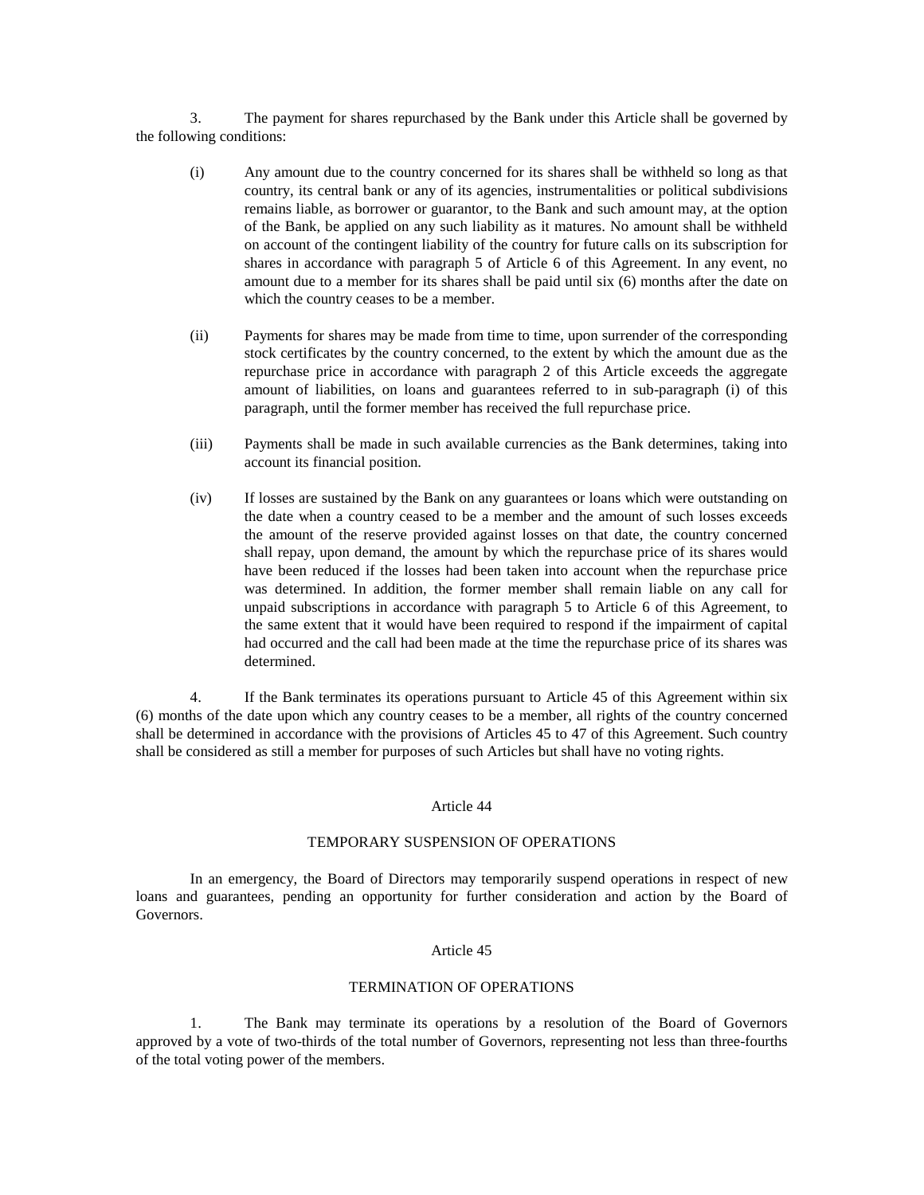3. The payment for shares repurchased by the Bank under this Article shall be governed by the following conditions:

(i) Any amount due to the country concerned for its shares shall be withheld so long as that country, its central bank or any of its agencies, instrumentalities or political subdivisions remains liable, as borrower or guarantor, to the Bank and such amount may, at the option of the Bank, be applied on any such liability as it matures. No amount shall be withheld on account of the contingent liability of the country for future calls on its subscription for shares in accordance with paragraph 5 of Article 6 of this Agreement. In any event, no amount due to a member for its shares shall be paid until six (6) months after the date on which the country ceases to be a member.

(ii) Payments for shares may be made from time to time, upon surrender of the corresponding stock certificates by the country concerned, to the extent by which the amount due as the repurchase price in accordance with paragraph 2 of this Article exceeds the aggregate amount of liabilities, on loans and guarantees referred to in sub-paragraph (i) of this paragraph, until the former member has received the full repurchase price.

(iii) Payments shall be made in such available currencies as the Bank determines, taking into account its financial position.

(iv) If losses are sustained by the Bank on any guarantees or loans which were outstanding on the date when a country ceased to be a member and the amount of such losses exceeds the amount of the reserve provided against losses on that date, the country concerned shall repay, upon demand, the amount by which the repurchase price of its shares would have been reduced if the losses had been taken into account when the repurchase price was determined. In addition, the former member shall remain liable on any call for unpaid subscriptions in accordance with paragraph 5 to Article 6 of this Agreement, to the same extent that it would have been required to respond if the impairment of capital had occurred and the call had been made at the time the repurchase price of its shares was determined.

4. If the Bank terminates its operations pursuant to Article 45 of this Agreement within six (6) months of the date upon which any country ceases to be a member, all rights of the country concerned shall be determined in accordance with the provisions of Articles 45 to 47 of this Agreement. Such country shall be considered as still a member for purposes of such Articles but shall have no voting rights.

## Article 44

### TEMPORARY SUSPENSION OF OPERATIONS

In an emergency, the Board of Directors may temporarily suspend operations in respect of new loans and guarantees, pending an opportunity for further consideration and action by the Board of Governors.

## Article 45

### TERMINATION OF OPERATIONS

1. The Bank may terminate its operations by a resolution of the Board of Governors approved by a vote of two-thirds of the total number of Governors, representing not less than three-fourths of the total voting power of the members.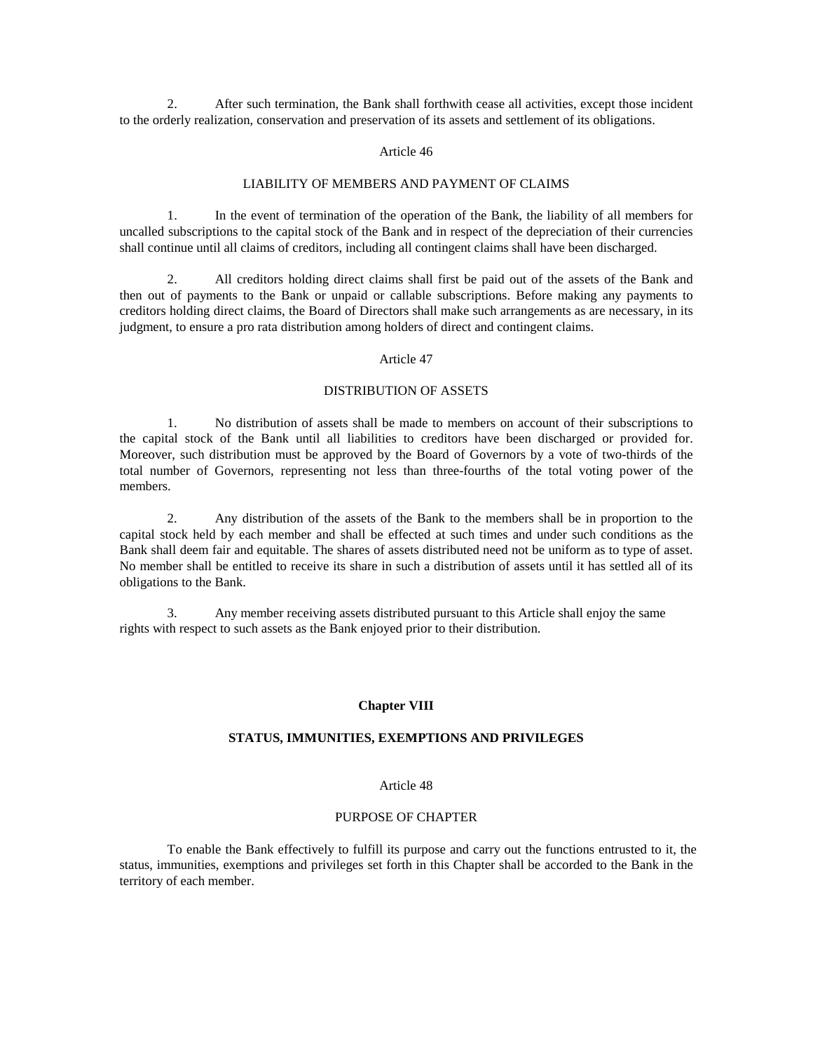2. After such termination, the Bank shall forthwith cease all activities, except those incident to the orderly realization, conservation and preservation of its assets and settlement of its obligations.

### Article 46

### LIABILITY OF MEMBERS AND PAYMENT OF CLAIMS

1. In the event of termination of the operation of the Bank, the liability of all members for uncalled subscriptions to the capital stock of the Bank and in respect of the depreciation of their currencies shall continue until all claims of creditors, including all contingent claims shall have been discharged.

2. All creditors holding direct claims shall first be paid out of the assets of the Bank and then out of payments to the Bank or unpaid or callable subscriptions. Before making any payments to creditors holding direct claims, the Board of Directors shall make such arrangements as are necessary, in its judgment, to ensure a pro rata distribution among holders of direct and contingent claims.

### Article 47

### DISTRIBUTION OF ASSETS

1. No distribution of assets shall be made to members on account of their subscriptions to the capital stock of the Bank until all liabilities to creditors have been discharged or provided for. Moreover, such distribution must be approved by the Board of Governors by a vote of two-thirds of the total number of Governors, representing not less than three-fourths of the total voting power of the members.

2. Any distribution of the assets of the Bank to the members shall be in proportion to the capital stock held by each member and shall be effected at such times and under such conditions as the Bank shall deem fair and equitable. The shares of assets distributed need not be uniform as to type of asset. No member shall be entitled to receive its share in such a distribution of assets until it has settled all of its obligations to the Bank.

3. Any member receiving assets distributed pursuant to this Article shall enjoy the same rights with respect to such assets as the Bank enjoyed prior to their distribution.

## Chapter VIII

## STATUS, IMMUNITIES, EXEMPTIONS AND PRIVILEGES

### Article 48

### PURPOSE OF CHAPTER

To enable the Bank effectively to fulfill its purpose and carry out the functions entrusted to it, the status, immunities, exemptions and privileges set forth in this Chapter shall be accorded to the Bank in the territory of each member.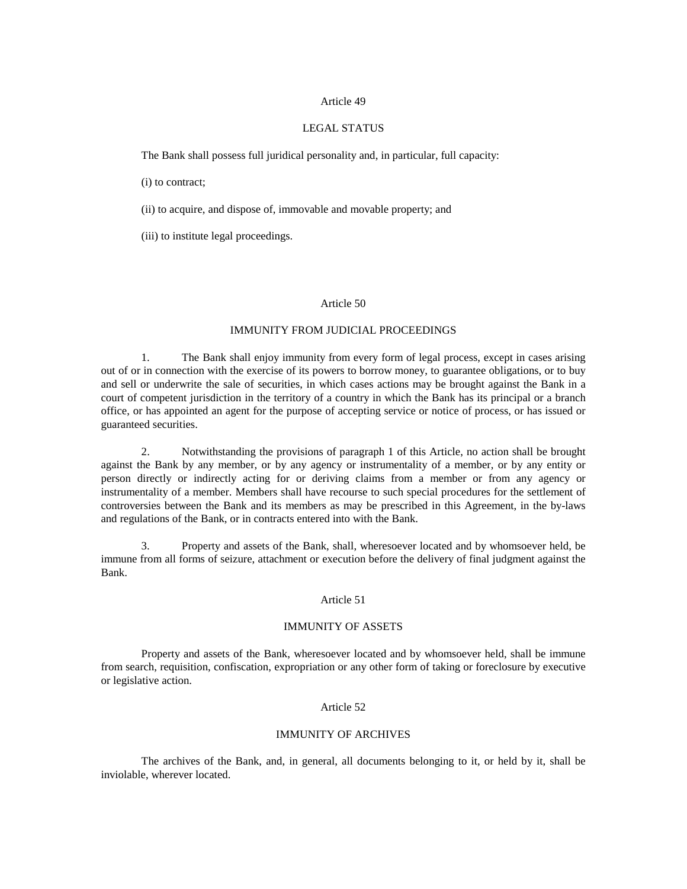## Article 49

### LEGAL STATUS

The Bank shall possess full juridical personality and, in particular, full capacity:

(i) to contract;

(ii) to acquire, and dispose of, immovable and movable property; and

(iii) to institute legal proceedings.

## Article 50

### IMMUNITY FROM JUDICIAL PROCEEDINGS

1. The Bank shall enjoy immunity from every form of legal process, except in cases arising out of or in connection with the exercise of its powers to borrow money, to guarantee obligations, or to buy and sell or underwrite the sale of securities, in which cases actions may be brought against the Bank in a court of competent jurisdiction in the territory of a country in which the Bank has its principal or a branch office, or has appointed an agent for the purpose of accepting service or notice of process, or has issued or guaranteed securities.

2. Notwithstanding the provisions of paragraph 1 of this Article, no action shall be brought against the Bank by any member, or by any agency or instrumentality of a member, or by any entity or person directly or indirectly acting for or deriving claims from a member or from any agency or instrumentality of a member. Members shall have recourse to such special procedures for the settlement of controversies between the Bank and its members as may be prescribed in this Agreement, in the by-laws and regulations of the Bank, or in contracts entered into with the Bank.

3. Property and assets of the Bank, shall, wheresoever located and by whomsoever held, be immune from all forms of seizure, attachment or execution before the delivery of final judgment against the Bank.

## Article 51

### IMMUNITY OF ASSETS

Property and assets of the Bank, wheresoever located and by whomsoever held, shall be immune from search, requisition, confiscation, expropriation or any other form of taking or foreclosure by executive or legislative action.

## Article 52

### IMMUNITY OF ARCHIVES

The archives of the Bank, and, in general, all documents belonging to it, or held by it, shall be inviolable, wherever located.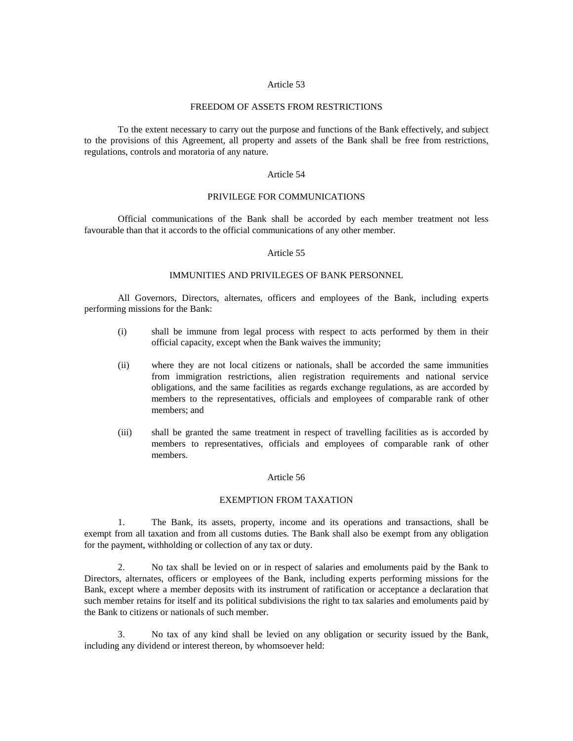## Article 53

### FREEDOM OF ASSETS FROM RESTRICTIONS

To the extent necessary to carry out the purpose and functions of the Bank effectively, and subject to the provisions of this Agreement, all property and assets of the Bank shall be free from restrictions, regulations, controls and moratoria of any nature.

## Article 54

### PRIVILEGE FOR COMMUNICATIONS

Official communications of the Bank shall be accorded by each member treatment not less favourable than that it accords to the official communications of any other member.

## Article 55

### IMMUNITIES AND PRIVILEGES OF BANK PERSONNEL

All Governors, Directors, alternates, officers and employees of the Bank, including experts performing missions for the Bank:

(i) shall be immune from legal process with respect to acts performed by them in their official capacity, except when the Bank waives the immunity;

(ii) where they are not local citizens or nationals, shall be accorded the same immunities from immigration restrictions, alien registration requirements and national service obligations, and the same facilities as regards exchange regulations, as are accorded by members to the representatives, officials and employees of comparable rank of other members; and

(iii) shall be granted the same treatment in respect of travelling facilities as is accorded by members to representatives, officials and employees of comparable rank of other members.

## Article 56

### EXEMPTION FROM TAXATION

1. The Bank, its assets, property, income and its operations and transactions, shall be exempt from all taxation and from all customs duties. The Bank shall also be exempt from any obligation for the payment, withholding or collection of any tax or duty.

2. No tax shall be levied on or in respect of salaries and emoluments paid by the Bank to Directors, alternates, officers or employees of the Bank, including experts performing missions for the Bank, except where a member deposits with its instrument of ratification or acceptance a declaration that such member retains for itself and its political subdivisions the right to tax salaries and emoluments paid by the Bank to citizens or nationals of such member.

3. No tax of any kind shall be levied on any obligation or security issued by the Bank, including any dividend or interest thereon, by whomsoever held: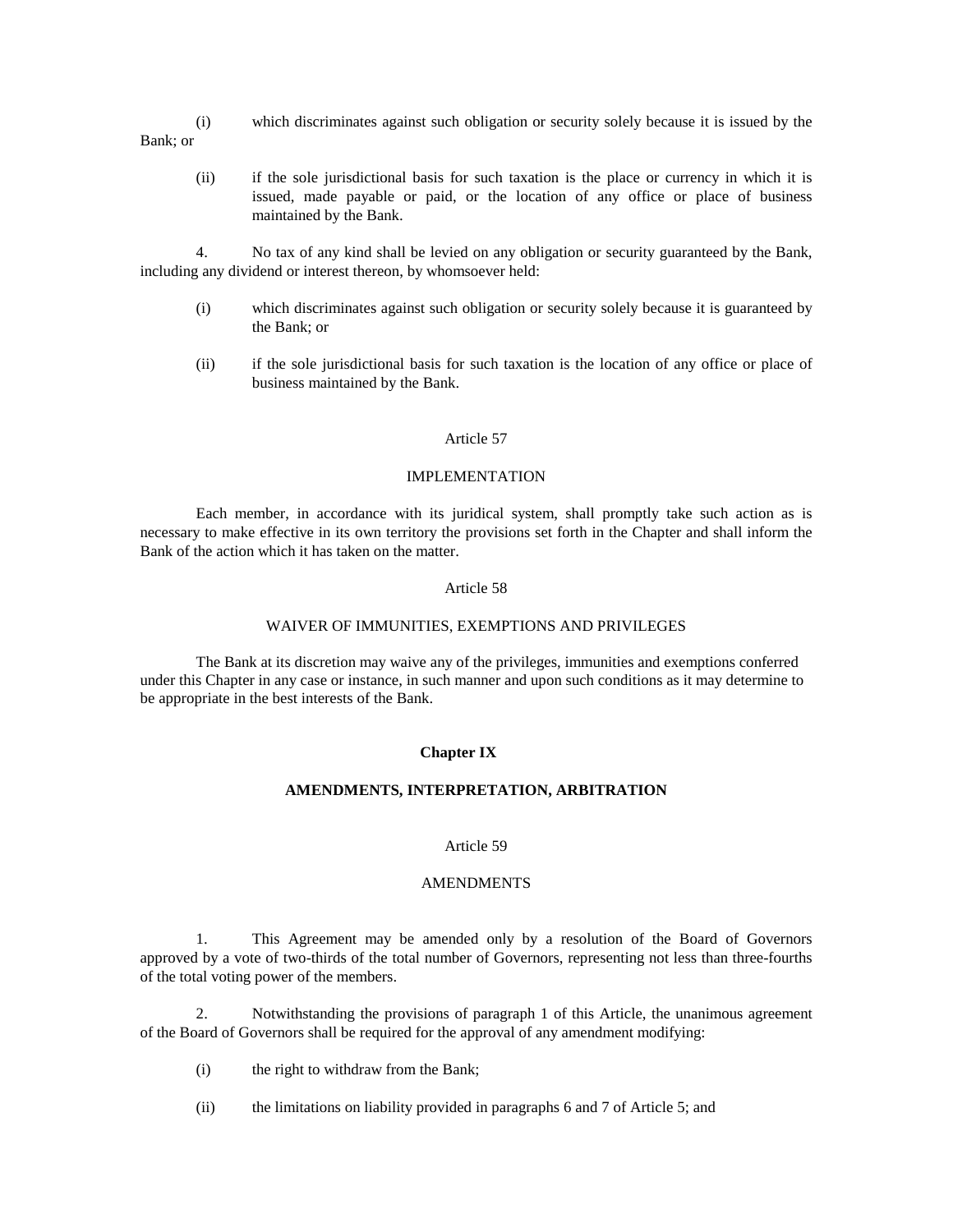(i) which discriminates against such obligation or security solely because it is issued by the Bank; or

(ii) if the sole jurisdictional basis for such taxation is the place or currency in which it is issued, made payable or paid, or the location of any office or place of business maintained by the Bank.

4. No tax of any kind shall be levied on any obligation or security guaranteed by the Bank, including any dividend or interest thereon, by whomsoever held:

(i) which discriminates against such obligation or security solely because it is guaranteed by the Bank; or

(ii) if the sole jurisdictional basis for such taxation is the location of any office or place of business maintained by the Bank.

Article 57

IMPLEMENTATION

Each member, in accordance with its juridical system, shall promptly take such action as is necessary to make effective in its own territory the provisions set forth in the Chapter and shall inform the Bank of the action which it has taken on the matter.

Article 58

WAIVER OF IMMUNITIES, EXEMPTIONS AND PRIVILEGES

The Bank at its discretion may waive any of the privileges, immunities and exemptions conferred under this Chapter in any case or instance, in such manner and upon such conditions as it may determine to be appropriate in the best interests of the Bank.

## Chapter IX

## AMENDMENTS, INTERPRETATION, ARBITRATION

Article 59

AMENDMENTS

1. This Agreement may be amended only by a resolution of the Board of Governors approved by a vote of two-thirds of the total number of Governors, representing not less than three-fourths of the total voting power of the members.

2. Notwithstanding the provisions of paragraph 1 of this Article, the unanimous agreement of the Board of Governors shall be required for the approval of any amendment modifying:

(i) the right to withdraw from the Bank;

(ii) the limitations on liability provided in paragraphs 6 and 7 of Article 5; and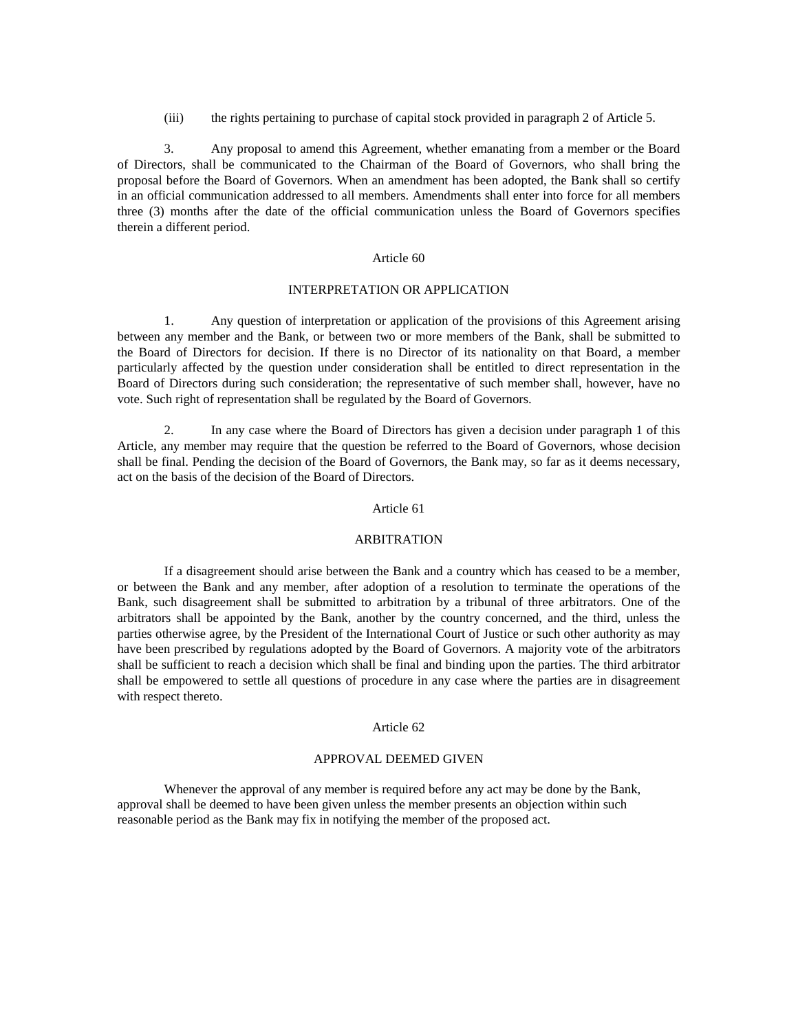(iii) the rights pertaining to purchase of capital stock provided in paragraph 2 of Article 5.

3. Any proposal to amend this Agreement, whether emanating from a member or the Board of Directors, shall be communicated to the Chairman of the Board of Governors, who shall bring the proposal before the Board of Governors. When an amendment has been adopted, the Bank shall so certify in an official communication addressed to all members. Amendments shall enter into force for all members three (3) months after the date of the official communication unless the Board of Governors specifies therein a different period.

## Article 60

### INTERPRETATION OR APPLICATION

1. Any question of interpretation or application of the provisions of this Agreement arising between any member and the Bank, or between two or more members of the Bank, shall be submitted to the Board of Directors for decision. If there is no Director of its nationality on that Board, a member particularly affected by the question under consideration shall be entitled to direct representation in the Board of Directors during such consideration; the representative of such member shall, however, have no vote. Such right of representation shall be regulated by the Board of Governors.

2. In any case where the Board of Directors has given a decision under paragraph 1 of this Article, any member may require that the question be referred to the Board of Governors, whose decision shall be final. Pending the decision of the Board of Governors, the Bank may, so far as it deems necessary, act on the basis of the decision of the Board of Directors.

## Article 61

### ARBITRATION

If a disagreement should arise between the Bank and a country which has ceased to be a member, or between the Bank and any member, after adoption of a resolution to terminate the operations of the Bank, such disagreement shall be submitted to arbitration by a tribunal of three arbitrators. One of the arbitrators shall be appointed by the Bank, another by the country concerned, and the third, unless the parties otherwise agree, by the President of the International Court of Justice or such other authority as may have been prescribed by regulations adopted by the Board of Governors. A majority vote of the arbitrators shall be sufficient to reach a decision which shall be final and binding upon the parties. The third arbitrator shall be empowered to settle all questions of procedure in any case where the parties are in disagreement with respect thereto.

## Article 62

### APPROVAL DEEMED GIVEN

Whenever the approval of any member is required before any act may be done by the Bank, approval shall be deemed to have been given unless the member presents an objection within such reasonable period as the Bank may fix in notifying the member of the proposed act.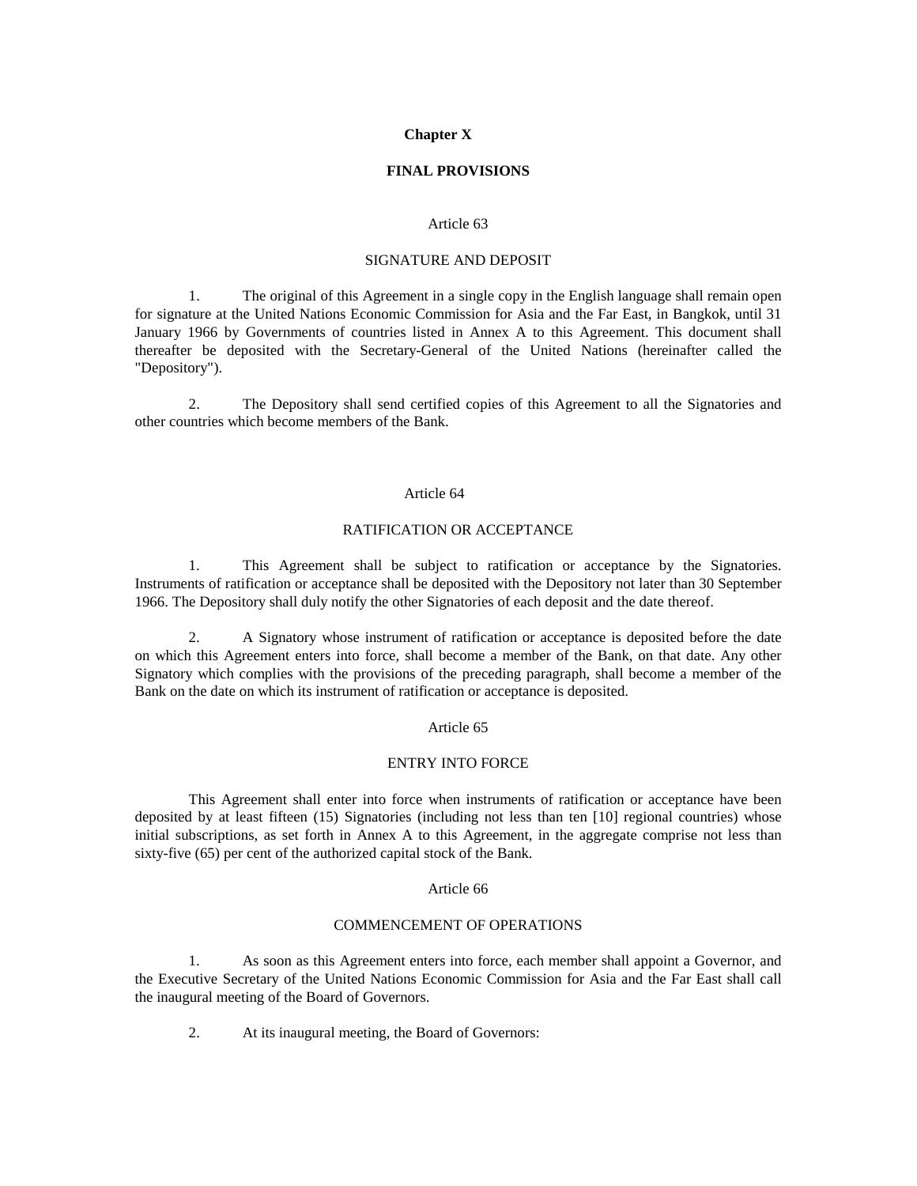## Chapter X

## FINAL PROVISIONS

### Article 63

### SIGNATURE AND DEPOSIT

1. The original of this Agreement in a single copy in the English language shall remain open for signature at the United Nations Economic Commission for Asia and the Far East, in Bangkok, until 31 January 1966 by Governments of countries listed in Annex A to this Agreement. This document shall thereafter be deposited with the Secretary-General of the United Nations (hereinafter called the "Depository").

2. The Depository shall send certified copies of this Agreement to all the Signatories and other countries which become members of the Bank.

### Article 64

### RATIFICATION OR ACCEPTANCE

1. This Agreement shall be subject to ratification or acceptance by the Signatories. Instruments of ratification or acceptance shall be deposited with the Depository not later than 30 September 1966. The Depository shall duly notify the other Signatories of each deposit and the date thereof.

2. A Signatory whose instrument of ratification or acceptance is deposited before the date on which this Agreement enters into force, shall become a member of the Bank, on that date. Any other Signatory which complies with the provisions of the preceding paragraph, shall become a member of the Bank on the date on which its instrument of ratification or acceptance is deposited.

### Article 65

### ENTRY INTO FORCE

This Agreement shall enter into force when instruments of ratification or acceptance have been deposited by at least fifteen (15) Signatories (including not less than ten [10] regional countries) whose initial subscriptions, as set forth in Annex A to this Agreement, in the aggregate comprise not less than sixty-five (65) per cent of the authorized capital stock of the Bank.

### Article 66

### COMMENCEMENT OF OPERATIONS

1. As soon as this Agreement enters into force, each member shall appoint a Governor, and the Executive Secretary of the United Nations Economic Commission for Asia and the Far East shall call the inaugural meeting of the Board of Governors.

2. At its inaugural meeting, the Board of Governors: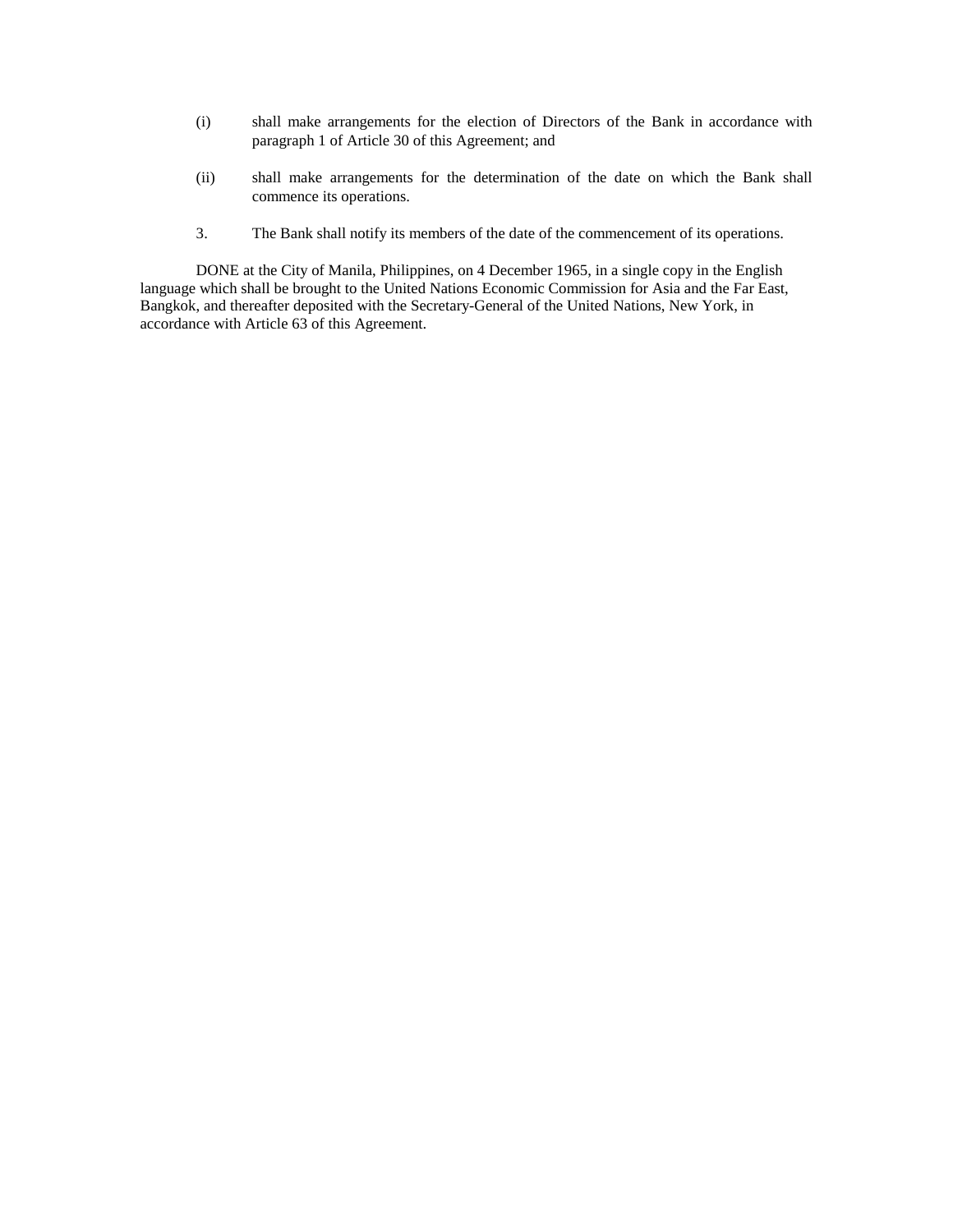(i) shall make arrangements for the election of Directors of the Bank in accordance with paragraph 1 of Article 30 of this Agreement; and

(ii) shall make arrangements for the determination of the date on which the Bank shall commence its operations.

3. The Bank shall notify its members of the date of the commencement of its operations.

DONE at the City of Manila, Philippines, on 4 December 1965, in a single copy in the English language which shall be brought to the United Nations Economic Commission for Asia and the Far East, Bangkok, and thereafter deposited with the Secretary-General of the United Nations, New York, in accordance with Article 63 of this Agreement.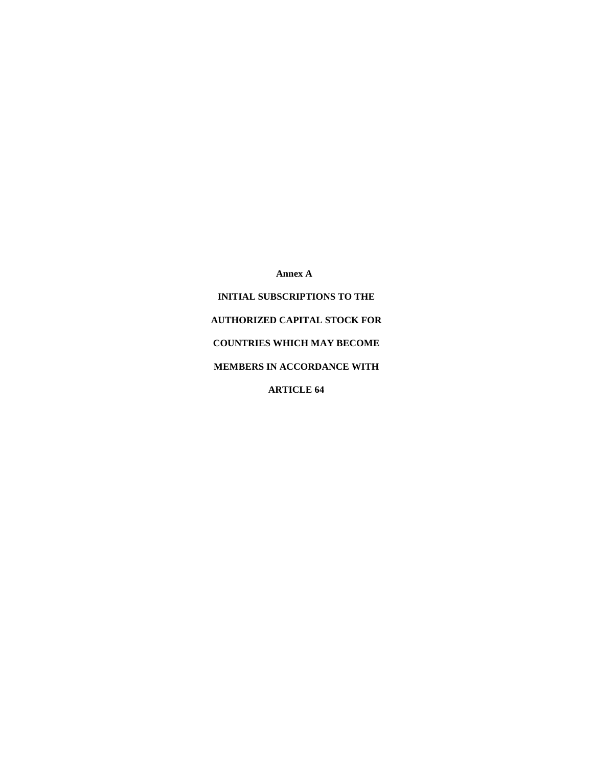# Annex A

## INITIAL SUBSCRIPTIONS TO THE AUTHORIZED CAPITAL STOCK FOR COUNTRIES WHICH MAY BECOME MEMBERS IN ACCORDANCE WITH ARTICLE 64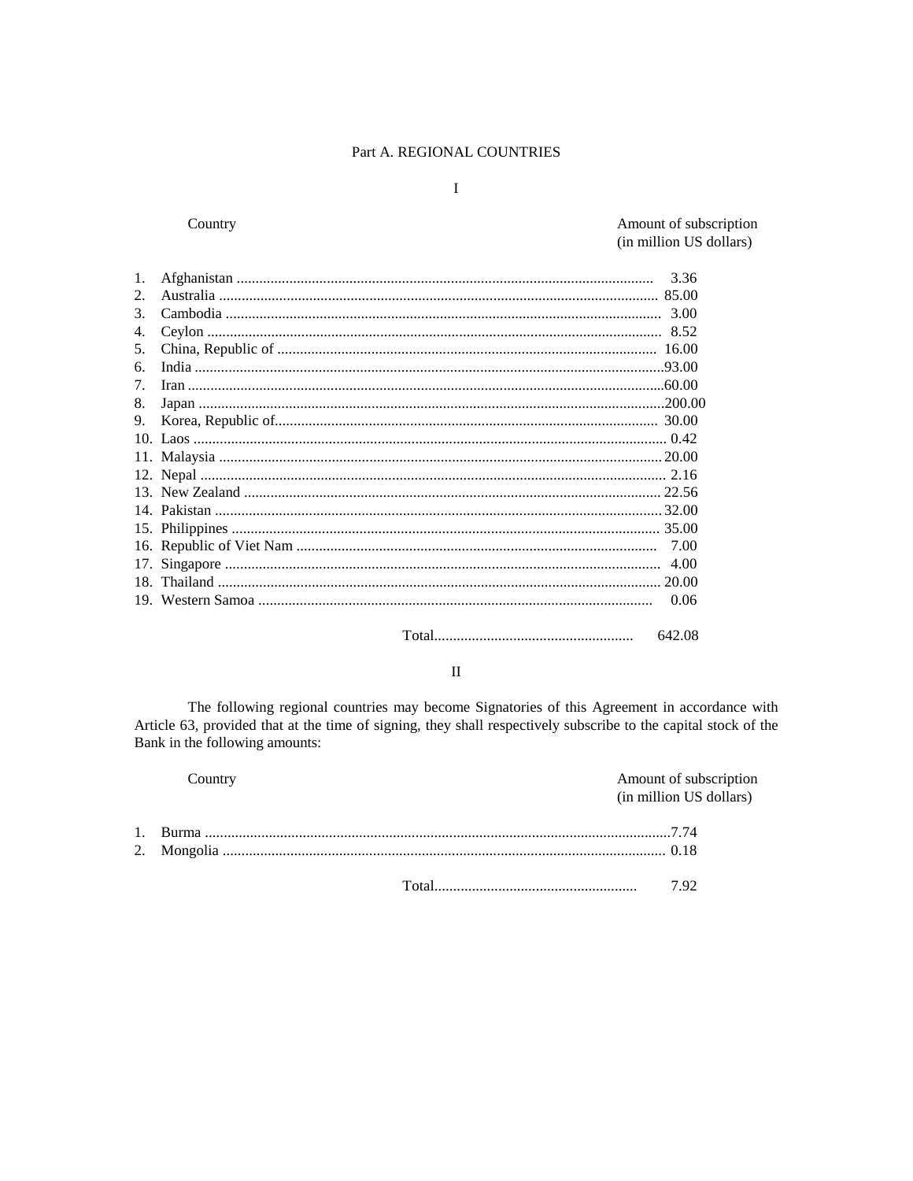## Part A. REGIONAL COUNTRIES

### I

| | Country | Amount of subscription (in million US dollars) |
|---|---|---|
| 1. | Afghanistan | 3.36 |
| 2. | Australia | 85.00 |
| 3. | Cambodia | 3.00 |
| 4. | Ceylon | 8.52 |
| 5. | China, Republic of | 16.00 |
| 6. | India | 93.00 |
| 7. | Iran | 60.00 |
| 8. | Japan | 200.00 |
| 9. | Korea, Republic of | 30.00 |
| 10. | Laos | 0.42 |
| 11. | Malaysia | 20.00 |
| 12. | Nepal | 2.16 |
| 13. | New Zealand | 22.56 |
| 14. | Pakistan | 32.00 |
| 15. | Philippines | 35.00 |
| 16. | Republic of Viet Nam | 7.00 |
| 17. | Singapore | 4.00 |
| 18. | Thailand | 20.00 |
| 19. | Western Samoa | 0.06 |
| | Total | 642.08 |

### II

The following regional countries may become Signatories of this Agreement in accordance with Article 63, provided that at the time of signing, they shall respectively subscribe to the capital stock of the Bank in the following amounts:

| | Country | Amount of subscription (in million US dollars) |
|---|---|---|
| 1. | Burma | 7.74 |
| 2. | Mongolia | 0.18 |
| | Total | 7.92 |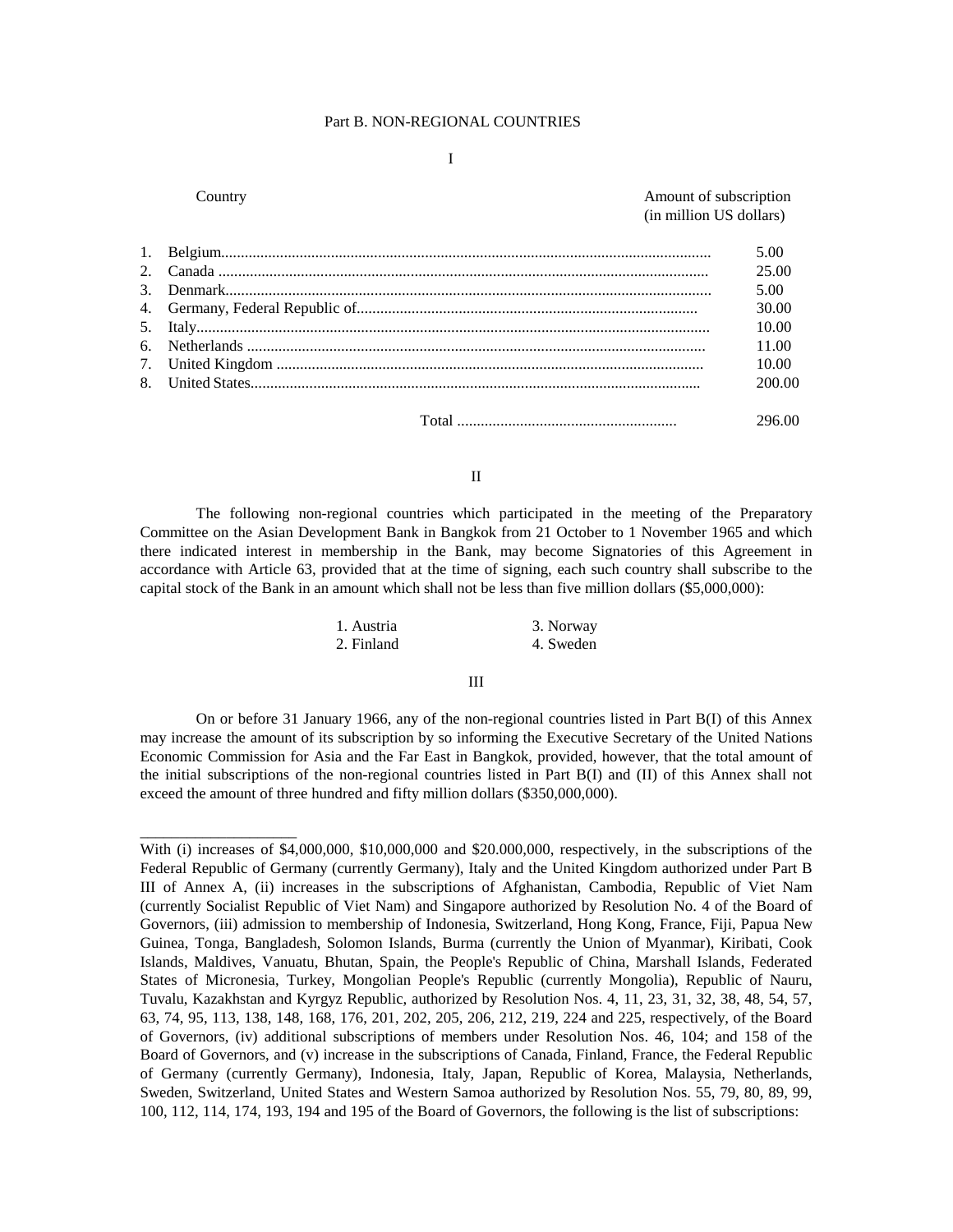## Part B. NON-REGIONAL COUNTRIES

### I

| | Country | Amount of subscription (in million US dollars) |
|---|---|---|
| 1. | Belgium | 5.00 |
| 2. | Canada | 25.00 |
| 3. | Denmark | 5.00 |
| 4. | Germany, Federal Republic of | 30.00 |
| 5. | Italy | 10.00 |
| 6. | Netherlands | 11.00 |
| 7. | United Kingdom | 10.00 |
| 8. | United States | 200.00 |
| | Total | 296.00 |

### II

The following non-regional countries which participated in the meeting of the Preparatory Committee on the Asian Development Bank in Bangkok from 21 October to 1 November 1965 and which there indicated interest in membership in the Bank, may become Signatories of this Agreement in accordance with Article 63, provided that at the time of signing, each such country shall subscribe to the capital stock of the Bank in an amount which shall not be less than five million dollars ($5,000,000):

1. Austria
2. Finland
3. Norway
4. Sweden

### III

On or before 31 January 1966, any of the non-regional countries listed in Part B(I) of this Annex may increase the amount of its subscription by so informing the Executive Secretary of the United Nations Economic Commission for Asia and the Far East in Bangkok, provided, however, that the total amount of the initial subscriptions of the non-regional countries listed in Part B(I) and (II) of this Annex shall not exceed the amount of three hundred and fifty million dollars ($350,000,000).

---

With (i) increases of $4,000,000, $10,000,000 and $20.000,000, respectively, in the subscriptions of the Federal Republic of Germany (currently Germany), Italy and the United Kingdom authorized under Part B III of Annex A, (ii) increases in the subscriptions of Afghanistan, Cambodia, Republic of Viet Nam (currently Socialist Republic of Viet Nam) and Singapore authorized by Resolution No. 4 of the Board of Governors, (iii) admission to membership of Indonesia, Switzerland, Hong Kong, France, Fiji, Papua New Guinea, Tonga, Bangladesh, Solomon Islands, Burma (currently the Union of Myanmar), Kiribati, Cook Islands, Maldives, Vanuatu, Bhutan, Spain, the People's Republic of China, Marshall Islands, Federated States of Micronesia, Turkey, Mongolian People's Republic (currently Mongolia), Republic of Nauru, Tuvalu, Kazakhstan and Kyrgyz Republic, authorized by Resolution Nos. 4, 11, 23, 31, 32, 38, 48, 54, 57, 63, 74, 95, 113, 138, 148, 168, 176, 201, 202, 205, 206, 212, 219, 224 and 225, respectively, of the Board of Governors, (iv) additional subscriptions of members under Resolution Nos. 46, 104; and 158 of the Board of Governors, and (v) increase in the subscriptions of Canada, Finland, France, the Federal Republic of Germany (currently Germany), Indonesia, Italy, Japan, Republic of Korea, Malaysia, Netherlands, Sweden, Switzerland, United States and Western Samoa authorized by Resolution Nos. 55, 79, 80, 89, 99, 100, 112, 114, 174, 193, 194 and 195 of the Board of Governors, the following is the list of subscriptions: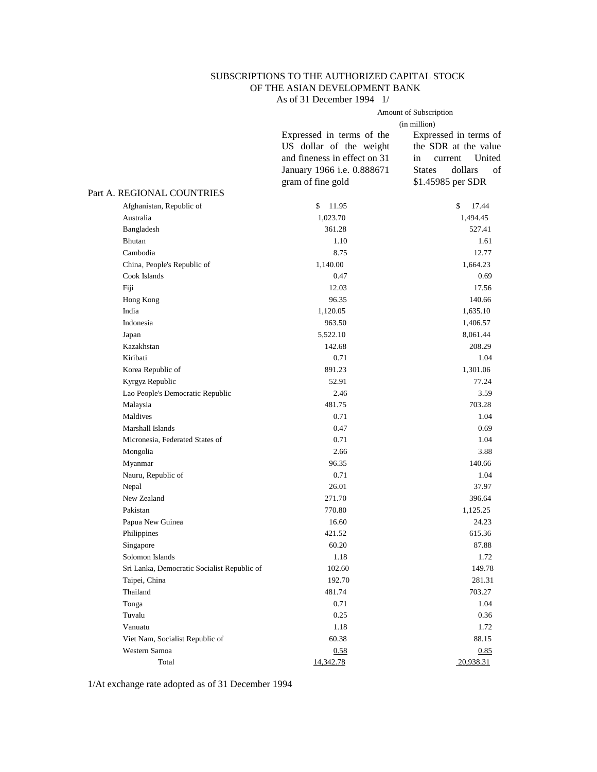# SUBSCRIPTIONS TO THE AUTHORIZED CAPITAL STOCK OF THE ASIAN DEVELOPMENT BANK

As of 31 December 1994 1/

| | Amount of Subscription (in million) | |
|---|---|---|
| | Expressed in terms of the US dollar of the weight and fineness in effect on 31 January 1966 i.e. 0.888671 gram of fine gold | Expressed in terms of the SDR at the value in current United States dollars of $1.45985 per SDR |
| **Part A. REGIONAL COUNTRIES** | | |
| Afghanistan, Republic of | $ 11.95 | $ 17.44 |
| Australia | 1,023.70 | 1,494.45 |
| Bangladesh | 361.28 | 527.41 |
| Bhutan | 1.10 | 1.61 |
| Cambodia | 8.75 | 12.77 |
| China, People's Republic of | 1,140.00 | 1,664.23 |
| Cook Islands | 0.47 | 0.69 |
| Fiji | 12.03 | 17.56 |
| Hong Kong | 96.35 | 140.66 |
| India | 1,120.05 | 1,635.10 |
| Indonesia | 963.50 | 1,406.57 |
| Japan | 5,522.10 | 8,061.44 |
| Kazakhstan | 142.68 | 208.29 |
| Kiribati | 0.71 | 1.04 |
| Korea Republic of | 891.23 | 1,301.06 |
| Kyrgyz Republic | 52.91 | 77.24 |
| Lao People's Democratic Republic | 2.46 | 3.59 |
| Malaysia | 481.75 | 703.28 |
| Maldives | 0.71 | 1.04 |
| Marshall Islands | 0.47 | 0.69 |
| Micronesia, Federated States of | 0.71 | 1.04 |
| Mongolia | 2.66 | 3.88 |
| Myanmar | 96.35 | 140.66 |
| Nauru, Republic of | 0.71 | 1.04 |
| Nepal | 26.01 | 37.97 |
| New Zealand | 271.70 | 396.64 |
| Pakistan | 770.80 | 1,125.25 |
| Papua New Guinea | 16.60 | 24.23 |
| Philippines | 421.52 | 615.36 |
| Singapore | 60.20 | 87.88 |
| Solomon Islands | 1.18 | 1.72 |
| Sri Lanka, Democratic Socialist Republic of | 102.60 | 149.78 |
| Taipei, China | 192.70 | 281.31 |
| Thailand | 481.74 | 703.27 |
| Tonga | 0.71 | 1.04 |
| Tuvalu | 0.25 | 0.36 |
| Vanuatu | 1.18 | 1.72 |
| Viet Nam, Socialist Republic of | 60.38 | 88.15 |
| Western Samoa | 0.58 | 0.85 |
| Total | 14,342.78 | 20,938.31 |

1/At exchange rate adopted as of 31 December 1994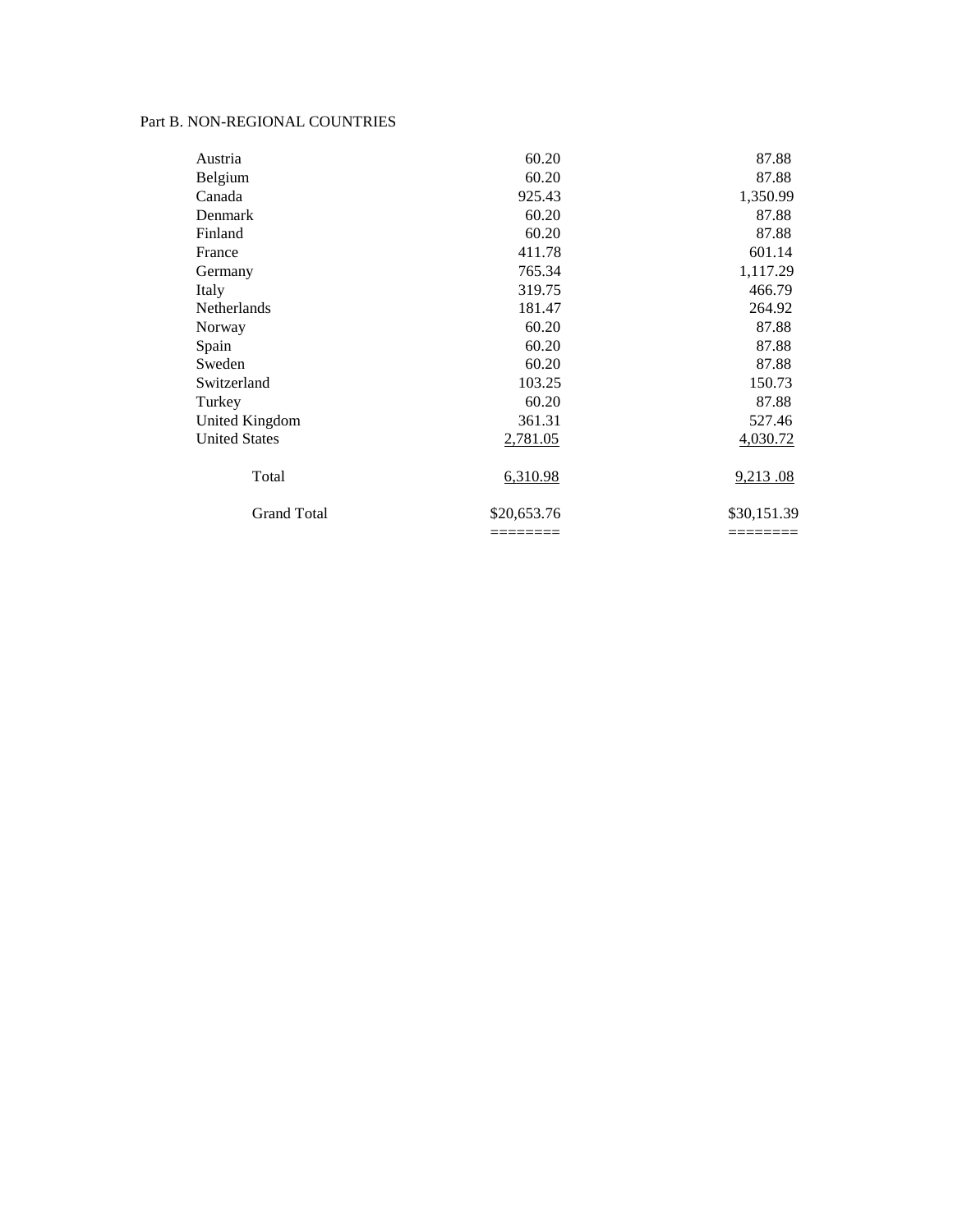Part B. NON-REGIONAL COUNTRIES

| | | |
|---|---|---|
| Austria | 60.20 | 87.88 |
| Belgium | 60.20 | 87.88 |
| Canada | 925.43 | 1,350.99 |
| Denmark | 60.20 | 87.88 |
| Finland | 60.20 | 87.88 |
| France | 411.78 | 601.14 |
| Germany | 765.34 | 1,117.29 |
| Italy | 319.75 | 466.79 |
| Netherlands | 181.47 | 264.92 |
| Norway | 60.20 | 87.88 |
| Spain | 60.20 | 87.88 |
| Sweden | 60.20 | 87.88 |
| Switzerland | 103.25 | 150.73 |
| Turkey | 60.20 | 87.88 |
| United Kingdom | 361.31 | 527.46 |
| United States | 2,781.05 | 4,030.72 |
| Total | 6,310.98 | 9,213 .08 |
| Grand Total | $20,653.76 | $30,151.39 |
| | ======== | ======== |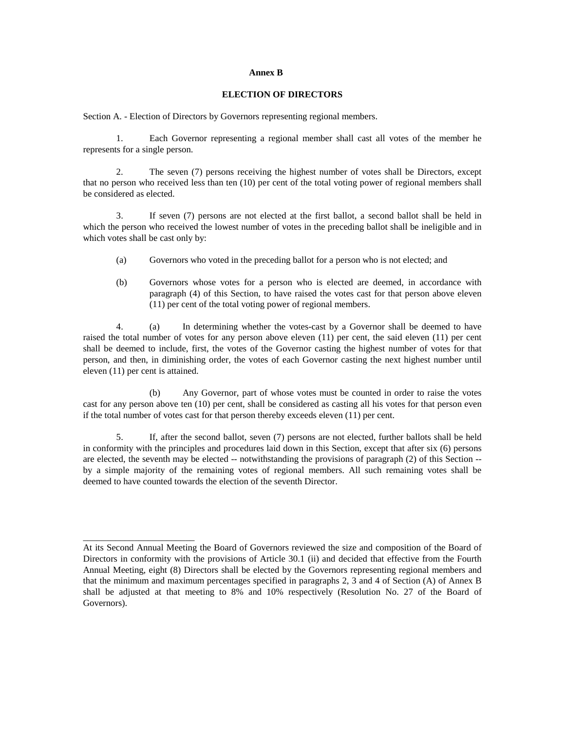# Annex B

## ELECTION OF DIRECTORS

Section A. - Election of Directors by Governors representing regional members.

1. Each Governor representing a regional member shall cast all votes of the member he represents for a single person.

2. The seven (7) persons receiving the highest number of votes shall be Directors, except that no person who received less than ten (10) per cent of the total voting power of regional members shall be considered as elected.

3. If seven (7) persons are not elected at the first ballot, a second ballot shall be held in which the person who received the lowest number of votes in the preceding ballot shall be ineligible and in which votes shall be cast only by:

   (a) Governors who voted in the preceding ballot for a person who is not elected; and

   (b) Governors whose votes for a person who is elected are deemed, in accordance with paragraph (4) of this Section, to have raised the votes cast for that person above eleven (11) per cent of the total voting power of regional members.

4. (a) In determining whether the votes-cast by a Governor shall be deemed to have raised the total number of votes for any person above eleven (11) per cent, the said eleven (11) per cent shall be deemed to include, first, the votes of the Governor casting the highest number of votes for that person, and then, in diminishing order, the votes of each Governor casting the next highest number until eleven (11) per cent is attained.

   (b) Any Governor, part of whose votes must be counted in order to raise the votes cast for any person above ten (10) per cent, shall be considered as casting all his votes for that person even if the total number of votes cast for that person thereby exceeds eleven (11) per cent.

5. If, after the second ballot, seven (7) persons are not elected, further ballots shall be held in conformity with the principles and procedures laid down in this Section, except that after six (6) persons are elected, the seventh may be elected -- notwithstanding the provisions of paragraph (2) of this Section -- by a simple majority of the remaining votes of regional members. All such remaining votes shall be deemed to have counted towards the election of the seventh Director.

---

At its Second Annual Meeting the Board of Governors reviewed the size and composition of the Board of Directors in conformity with the provisions of Article 30.1 (ii) and decided that effective from the Fourth Annual Meeting, eight (8) Directors shall be elected by the Governors representing regional members and that the minimum and maximum percentages specified in paragraphs 2, 3 and 4 of Section (A) of Annex B shall be adjusted at that meeting to 8% and 10% respectively (Resolution No. 27 of the Board of Governors).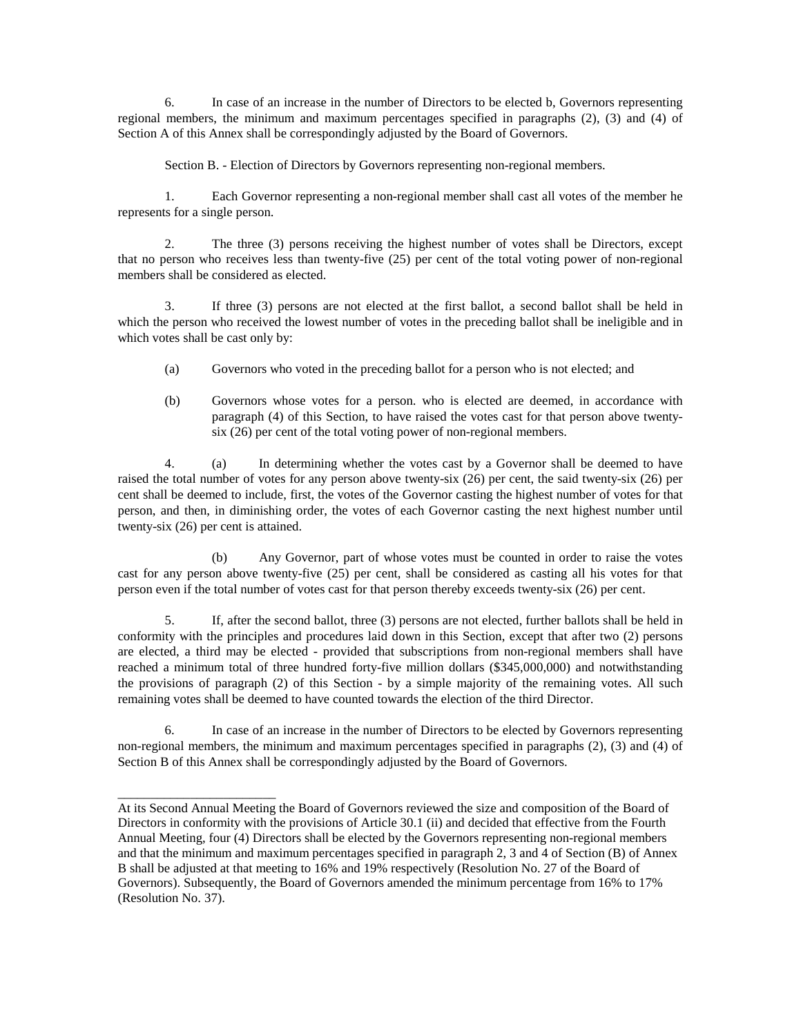6. In case of an increase in the number of Directors to be elected b, Governors representing regional members, the minimum and maximum percentages specified in paragraphs (2), (3) and (4) of Section A of this Annex shall be correspondingly adjusted by the Board of Governors.

Section B. - Election of Directors by Governors representing non-regional members.

1. Each Governor representing a non-regional member shall cast all votes of the member he represents for a single person.

2. The three (3) persons receiving the highest number of votes shall be Directors, except that no person who receives less than twenty-five (25) per cent of the total voting power of non-regional members shall be considered as elected.

3. If three (3) persons are not elected at the first ballot, a second ballot shall be held in which the person who received the lowest number of votes in the preceding ballot shall be ineligible and in which votes shall be cast only by:

(a) Governors who voted in the preceding ballot for a person who is not elected; and

(b) Governors whose votes for a person. who is elected are deemed, in accordance with paragraph (4) of this Section, to have raised the votes cast for that person above twenty-six (26) per cent of the total voting power of non-regional members.

4. (a) In determining whether the votes cast by a Governor shall be deemed to have raised the total number of votes for any person above twenty-six (26) per cent, the said twenty-six (26) per cent shall be deemed to include, first, the votes of the Governor casting the highest number of votes for that person, and then, in diminishing order, the votes of each Governor casting the next highest number until twenty-six (26) per cent is attained.

(b) Any Governor, part of whose votes must be counted in order to raise the votes cast for any person above twenty-five (25) per cent, shall be considered as casting all his votes for that person even if the total number of votes cast for that person thereby exceeds twenty-six (26) per cent.

5. If, after the second ballot, three (3) persons are not elected, further ballots shall be held in conformity with the principles and procedures laid down in this Section, except that after two (2) persons are elected, a third may be elected - provided that subscriptions from non-regional members shall have reached a minimum total of three hundred forty-five million dollars ($345,000,000) and notwithstanding the provisions of paragraph (2) of this Section - by a simple majority of the remaining votes. All such remaining votes shall be deemed to have counted towards the election of the third Director.

6. In case of an increase in the number of Directors to be elected by Governors representing non-regional members, the minimum and maximum percentages specified in paragraphs (2), (3) and (4) of Section B of this Annex shall be correspondingly adjusted by the Board of Governors.

---

At its Second Annual Meeting the Board of Governors reviewed the size and composition of the Board of Directors in conformity with the provisions of Article 30.1 (ii) and decided that effective from the Fourth Annual Meeting, four (4) Directors shall be elected by the Governors representing non-regional members and that the minimum and maximum percentages specified in paragraph 2, 3 and 4 of Section (B) of Annex B shall be adjusted at that meeting to 16% and 19% respectively (Resolution No. 27 of the Board of Governors). Subsequently, the Board of Governors amended the minimum percentage from 16% to 17% (Resolution No. 37).